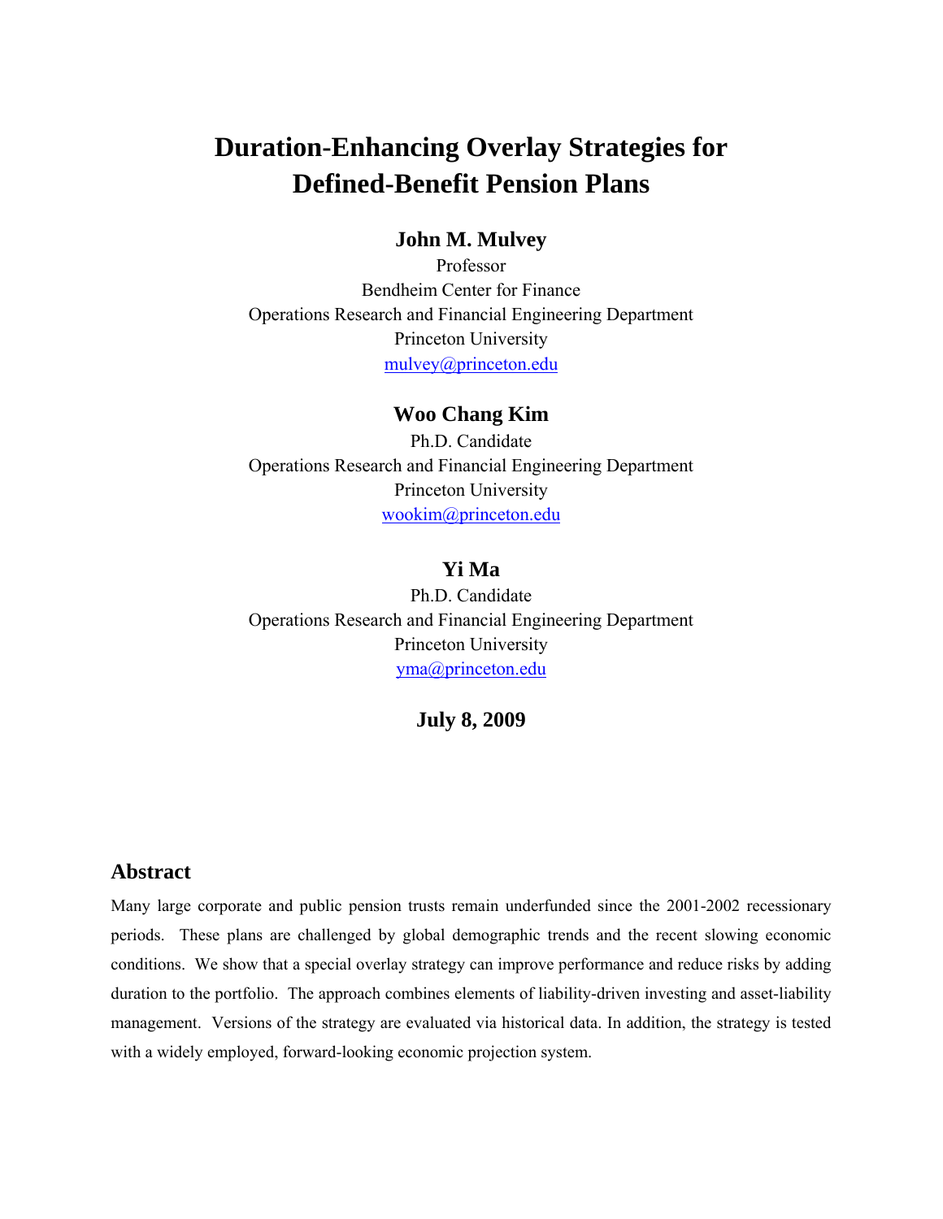# Duration-Enhancing Overlay Strategies for Defined-Benefit Pension Plans

**John M. Mulvey**
Professor
Bendheim Center for Finance
Operations Research and Financial Engineering Department
Princeton University
mulvey@princeton.edu

**Woo Chang Kim**
Ph.D. Candidate
Operations Research and Financial Engineering Department
Princeton University
wookim@princeton.edu

**Yi Ma**
Ph.D. Candidate
Operations Research and Financial Engineering Department
Princeton University
yma@princeton.edu

**July 8, 2009**

## Abstract

Many large corporate and public pension trusts remain underfunded since the 2001-2002 recessionary periods. These plans are challenged by global demographic trends and the recent slowing economic conditions. We show that a special overlay strategy can improve performance and reduce risks by adding duration to the portfolio. The approach combines elements of liability-driven investing and asset-liability management. Versions of the strategy are evaluated via historical data. In addition, the strategy is tested with a widely employed, forward-looking economic projection system.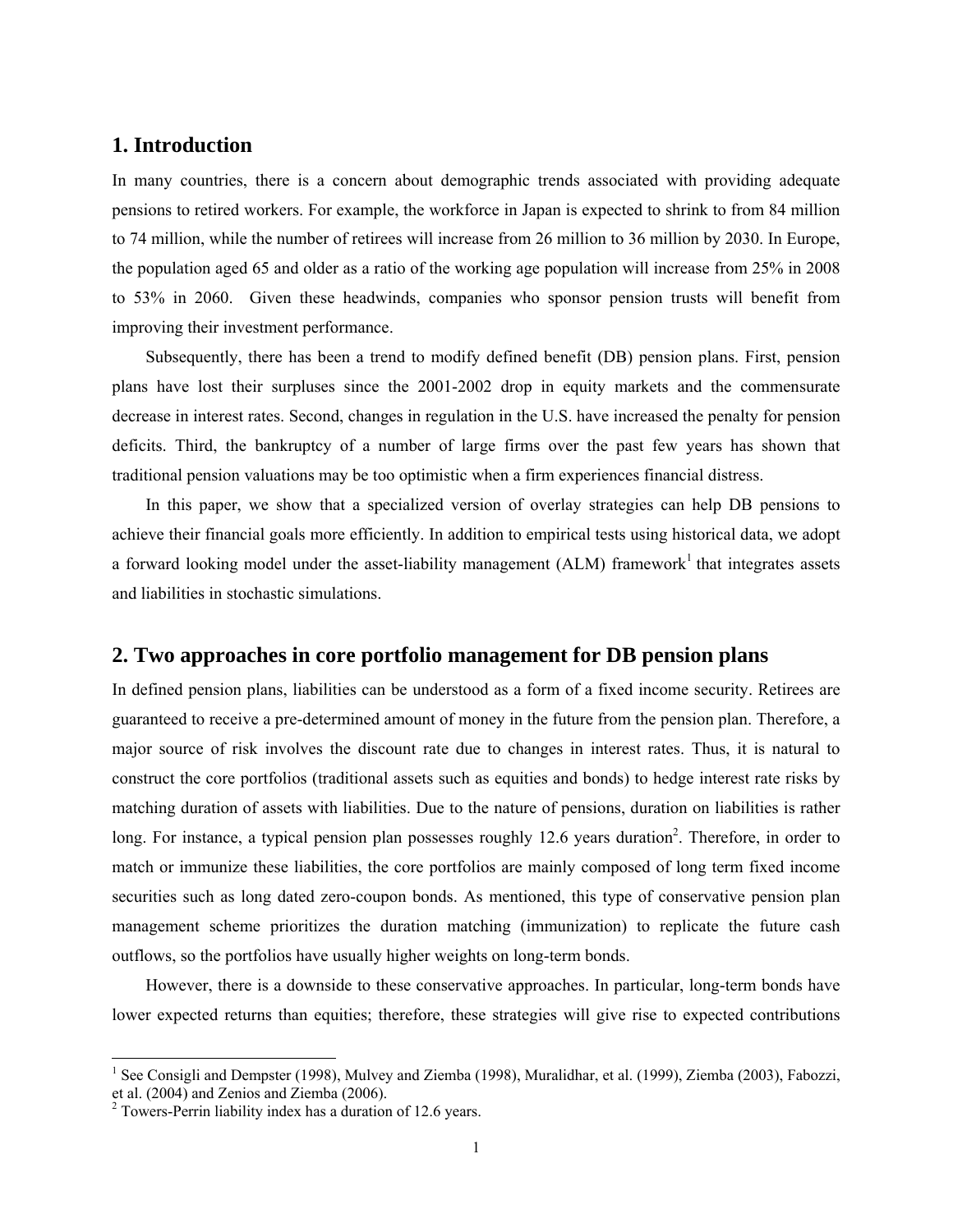## 1. Introduction

In many countries, there is a concern about demographic trends associated with providing adequate pensions to retired workers. For example, the workforce in Japan is expected to shrink to from 84 million to 74 million, while the number of retirees will increase from 26 million to 36 million by 2030. In Europe, the population aged 65 and older as a ratio of the working age population will increase from 25% in 2008 to 53% in 2060. Given these headwinds, companies who sponsor pension trusts will benefit from improving their investment performance.

Subsequently, there has been a trend to modify defined benefit (DB) pension plans. First, pension plans have lost their surpluses since the 2001-2002 drop in equity markets and the commensurate decrease in interest rates. Second, changes in regulation in the U.S. have increased the penalty for pension deficits. Third, the bankruptcy of a number of large firms over the past few years has shown that traditional pension valuations may be too optimistic when a firm experiences financial distress.

In this paper, we show that a specialized version of overlay strategies can help DB pensions to achieve their financial goals more efficiently. In addition to empirical tests using historical data, we adopt a forward looking model under the asset-liability management (ALM) framework[1] that integrates assets and liabilities in stochastic simulations.

## 2. Two approaches in core portfolio management for DB pension plans

In defined pension plans, liabilities can be understood as a form of a fixed income security. Retirees are guaranteed to receive a pre-determined amount of money in the future from the pension plan. Therefore, a major source of risk involves the discount rate due to changes in interest rates. Thus, it is natural to construct the core portfolios (traditional assets such as equities and bonds) to hedge interest rate risks by matching duration of assets with liabilities. Due to the nature of pensions, duration on liabilities is rather long. For instance, a typical pension plan possesses roughly 12.6 years duration[2]. Therefore, in order to match or immunize these liabilities, the core portfolios are mainly composed of long term fixed income securities such as long dated zero-coupon bonds. As mentioned, this type of conservative pension plan management scheme prioritizes the duration matching (immunization) to replicate the future cash outflows, so the portfolios have usually higher weights on long-term bonds.

However, there is a downside to these conservative approaches. In particular, long-term bonds have lower expected returns than equities; therefore, these strategies will give rise to expected contributions

---

[1] See Consigli and Dempster (1998), Mulvey and Ziemba (1998), Muralidhar, et al. (1999), Ziemba (2003), Fabozzi, et al. (2004) and Zenios and Ziemba (2006).

[2] Towers-Perrin liability index has a duration of 12.6 years.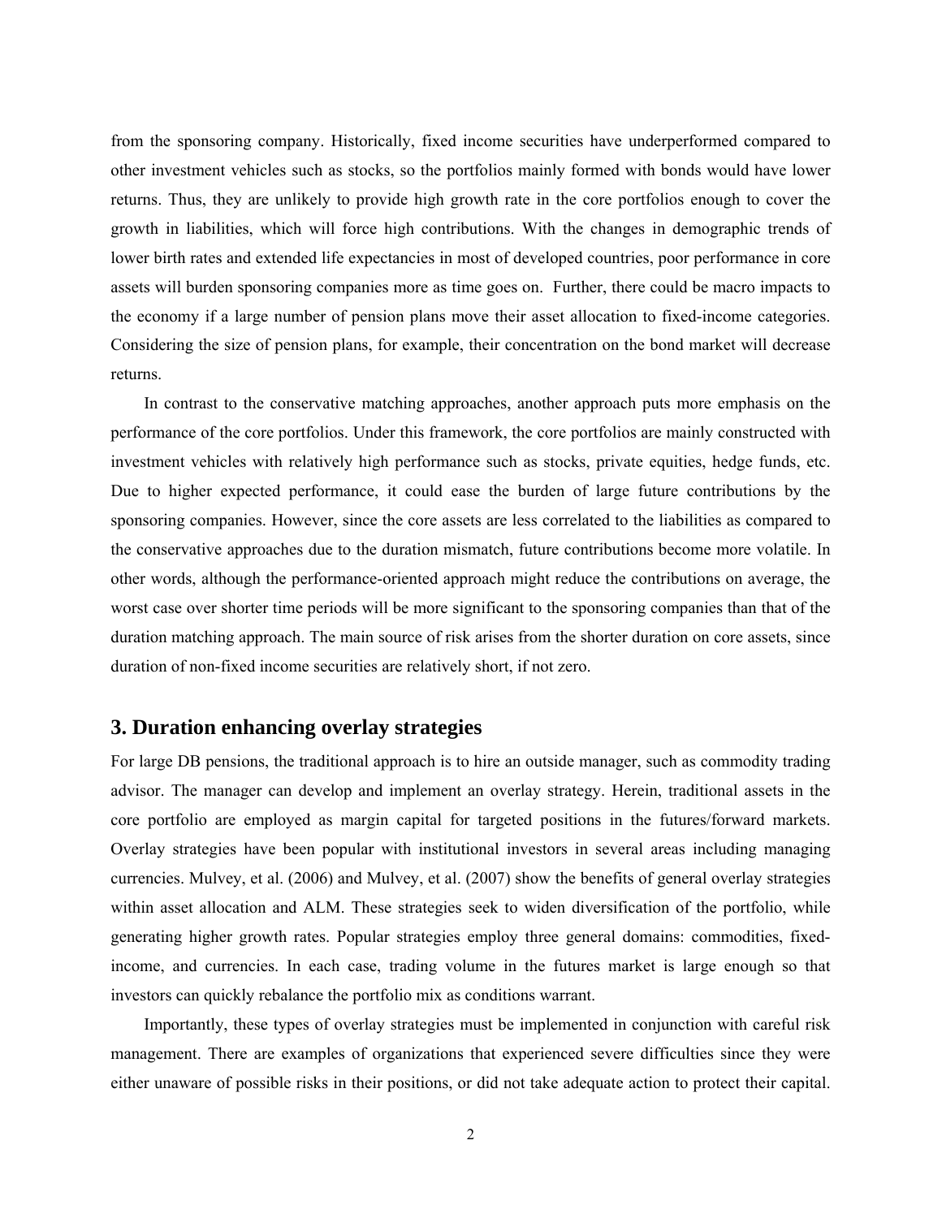from the sponsoring company. Historically, fixed income securities have underperformed compared to other investment vehicles such as stocks, so the portfolios mainly formed with bonds would have lower returns. Thus, they are unlikely to provide high growth rate in the core portfolios enough to cover the growth in liabilities, which will force high contributions. With the changes in demographic trends of lower birth rates and extended life expectancies in most of developed countries, poor performance in core assets will burden sponsoring companies more as time goes on. Further, there could be macro impacts to the economy if a large number of pension plans move their asset allocation to fixed-income categories. Considering the size of pension plans, for example, their concentration on the bond market will decrease returns.

In contrast to the conservative matching approaches, another approach puts more emphasis on the performance of the core portfolios. Under this framework, the core portfolios are mainly constructed with investment vehicles with relatively high performance such as stocks, private equities, hedge funds, etc. Due to higher expected performance, it could ease the burden of large future contributions by the sponsoring companies. However, since the core assets are less correlated to the liabilities as compared to the conservative approaches due to the duration mismatch, future contributions become more volatile. In other words, although the performance-oriented approach might reduce the contributions on average, the worst case over shorter time periods will be more significant to the sponsoring companies than that of the duration matching approach. The main source of risk arises from the shorter duration on core assets, since duration of non-fixed income securities are relatively short, if not zero.

## 3. Duration enhancing overlay strategies

For large DB pensions, the traditional approach is to hire an outside manager, such as commodity trading advisor. The manager can develop and implement an overlay strategy. Herein, traditional assets in the core portfolio are employed as margin capital for targeted positions in the futures/forward markets. Overlay strategies have been popular with institutional investors in several areas including managing currencies. Mulvey, et al. (2006) and Mulvey, et al. (2007) show the benefits of general overlay strategies within asset allocation and ALM. These strategies seek to widen diversification of the portfolio, while generating higher growth rates. Popular strategies employ three general domains: commodities, fixed-income, and currencies. In each case, trading volume in the futures market is large enough so that investors can quickly rebalance the portfolio mix as conditions warrant.

Importantly, these types of overlay strategies must be implemented in conjunction with careful risk management. There are examples of organizations that experienced severe difficulties since they were either unaware of possible risks in their positions, or did not take adequate action to protect their capital.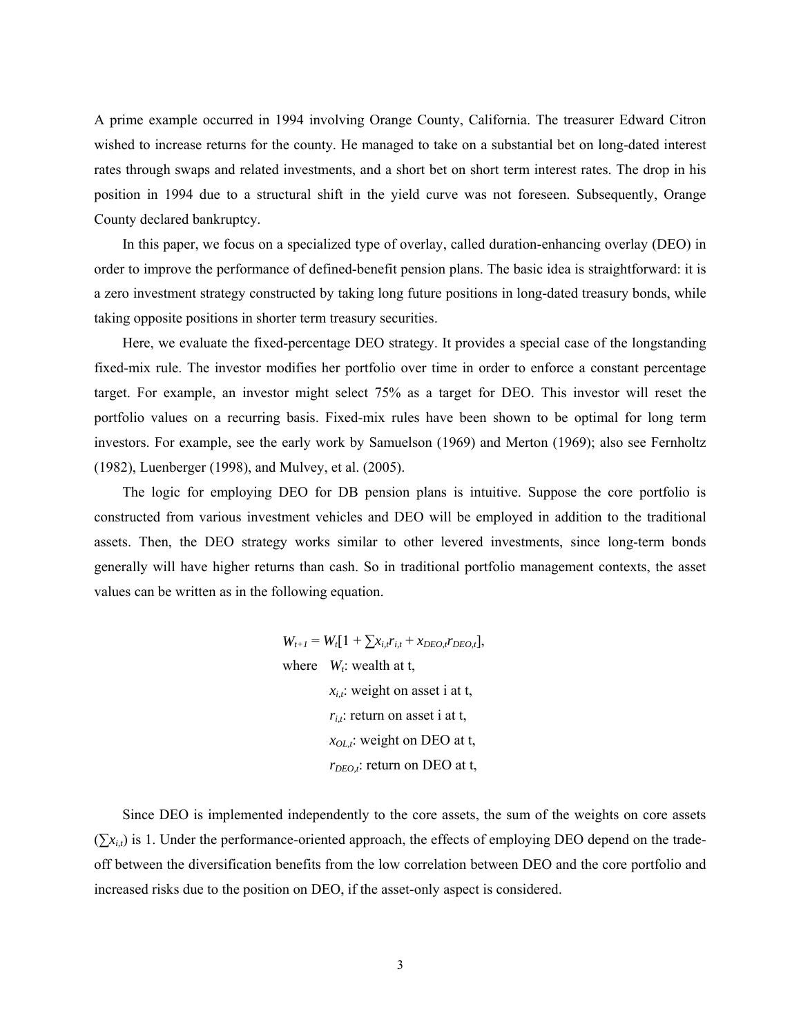A prime example occurred in 1994 involving Orange County, California. The treasurer Edward Citron wished to increase returns for the county. He managed to take on a substantial bet on long-dated interest rates through swaps and related investments, and a short bet on short term interest rates. The drop in his position in 1994 due to a structural shift in the yield curve was not foreseen. Subsequently, Orange County declared bankruptcy.

In this paper, we focus on a specialized type of overlay, called duration-enhancing overlay (DEO) in order to improve the performance of defined-benefit pension plans. The basic idea is straightforward: it is a zero investment strategy constructed by taking long future positions in long-dated treasury bonds, while taking opposite positions in shorter term treasury securities.

Here, we evaluate the fixed-percentage DEO strategy. It provides a special case of the longstanding fixed-mix rule. The investor modifies her portfolio over time in order to enforce a constant percentage target. For example, an investor might select 75% as a target for DEO. This investor will reset the portfolio values on a recurring basis. Fixed-mix rules have been shown to be optimal for long term investors. For example, see the early work by Samuelson (1969) and Merton (1969); also see Fernholtz (1982), Luenberger (1998), and Mulvey, et al. (2005).

The logic for employing DEO for DB pension plans is intuitive. Suppose the core portfolio is constructed from various investment vehicles and DEO will be employed in addition to the traditional assets. Then, the DEO strategy works similar to other levered investments, since long-term bonds generally will have higher returns than cash. So in traditional portfolio management contexts, the asset values can be written as in the following equation.

$$W_{t+1} = W_t[1 + \sum x_{i,t} r_{i,t} + x_{DEO,t} r_{DEO,t}],$$

where $W_t$: wealth at t,

$x_{i,t}$: weight on asset i at t,

$r_{i,t}$: return on asset i at t,

$x_{OL,t}$: weight on DEO at t,

$r_{DEO,t}$: return on DEO at t,

Since DEO is implemented independently to the core assets, the sum of the weights on core assets ($\sum x_{i,t}$) is 1. Under the performance-oriented approach, the effects of employing DEO depend on the trade-off between the diversification benefits from the low correlation between DEO and the core portfolio and increased risks due to the position on DEO, if the asset-only aspect is considered.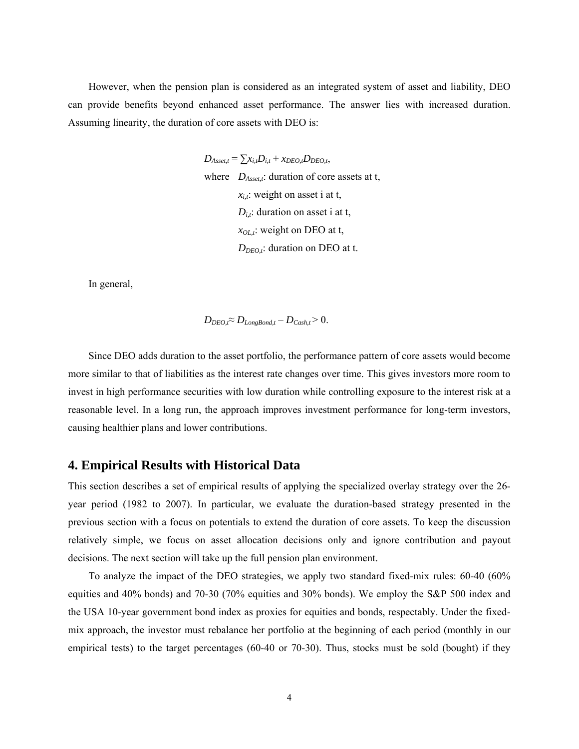However, when the pension plan is considered as an integrated system of asset and liability, DEO can provide benefits beyond enhanced asset performance. The answer lies with increased duration. Assuming linearity, the duration of core assets with DEO is:

$$D_{Asset,t} = \sum x_{i,t} D_{i,t} + x_{DEO,t} D_{DEO,t},$$

where $D_{Asset,t}$: duration of core assets at t,

$x_{i,t}$: weight on asset i at t,

$D_{i,t}$: duration on asset i at t,

$x_{OL,t}$: weight on DEO at t,

$D_{DEO,t}$: duration on DEO at t.

In general,

$$D_{DEO,t} \approx D_{LongBond,t} - D_{Cash,t} > 0.$$

Since DEO adds duration to the asset portfolio, the performance pattern of core assets would become more similar to that of liabilities as the interest rate changes over time. This gives investors more room to invest in high performance securities with low duration while controlling exposure to the interest risk at a reasonable level. In a long run, the approach improves investment performance for long-term investors, causing healthier plans and lower contributions.

## 4. Empirical Results with Historical Data

This section describes a set of empirical results of applying the specialized overlay strategy over the 26-year period (1982 to 2007). In particular, we evaluate the duration-based strategy presented in the previous section with a focus on potentials to extend the duration of core assets. To keep the discussion relatively simple, we focus on asset allocation decisions only and ignore contribution and payout decisions. The next section will take up the full pension plan environment.

To analyze the impact of the DEO strategies, we apply two standard fixed-mix rules: 60-40 (60% equities and 40% bonds) and 70-30 (70% equities and 30% bonds). We employ the S&P 500 index and the USA 10-year government bond index as proxies for equities and bonds, respectably. Under the fixed-mix approach, the investor must rebalance her portfolio at the beginning of each period (monthly in our empirical tests) to the target percentages (60-40 or 70-30). Thus, stocks must be sold (bought) if they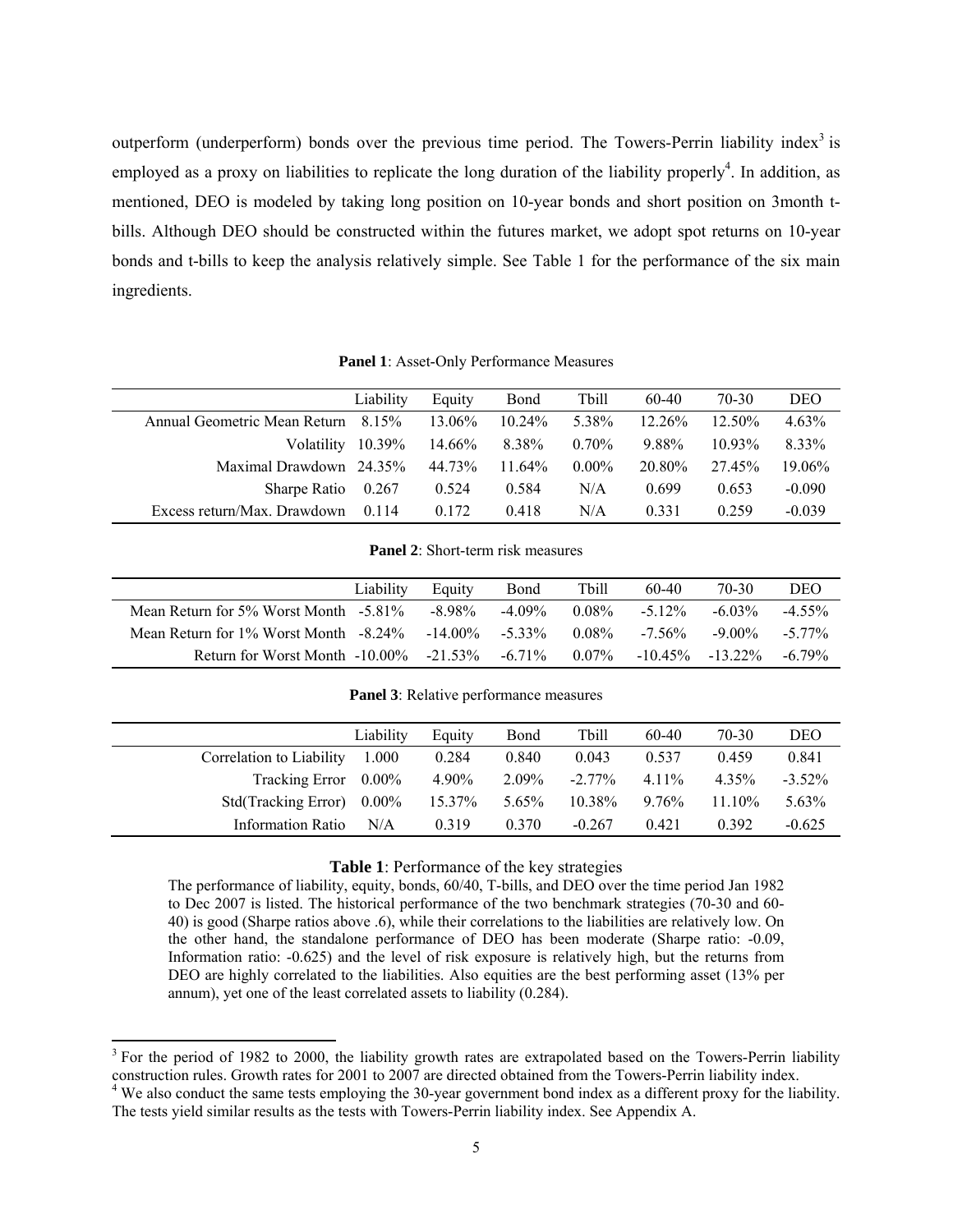outperform (underperform) bonds over the previous time period. The Towers-Perrin liability index[3] is employed as a proxy on liabilities to replicate the long duration of the liability properly[4]. In addition, as mentioned, DEO is modeled by taking long position on 10-year bonds and short position on 3month t-bills. Although DEO should be constructed within the futures market, we adopt spot returns on 10-year bonds and t-bills to keep the analysis relatively simple. See Table 1 for the performance of the six main ingredients.

**Panel 1**: Asset-Only Performance Measures

| | Liability | Equity | Bond | Tbill | 60-40 | 70-30 | DEO |
|---|---|---|---|---|---|---|---|
| Annual Geometric Mean Return | 8.15% | 13.06% | 10.24% | 5.38% | 12.26% | 12.50% | 4.63% |
| Volatility | 10.39% | 14.66% | 8.38% | 0.70% | 9.88% | 10.93% | 8.33% |
| Maximal Drawdown | 24.35% | 44.73% | 11.64% | 0.00% | 20.80% | 27.45% | 19.06% |
| Sharpe Ratio | 0.267 | 0.524 | 0.584 | N/A | 0.699 | 0.653 | -0.090 |
| Excess return/Max. Drawdown | 0.114 | 0.172 | 0.418 | N/A | 0.331 | 0.259 | -0.039 |

**Panel 2**: Short-term risk measures

| | Liability | Equity | Bond | Tbill | 60-40 | 70-30 | DEO |
|---|---|---|---|---|---|---|---|
| Mean Return for 5% Worst Month | -5.81% | -8.98% | -4.09% | 0.08% | -5.12% | -6.03% | -4.55% |
| Mean Return for 1% Worst Month | -8.24% | -14.00% | -5.33% | 0.08% | -7.56% | -9.00% | -5.77% |
| Return for Worst Month | -10.00% | -21.53% | -6.71% | 0.07% | -10.45% | -13.22% | -6.79% |

**Panel 3**: Relative performance measures

| | Liability | Equity | Bond | Tbill | 60-40 | 70-30 | DEO |
|---|---|---|---|---|---|---|---|
| Correlation to Liability | 1.000 | 0.284 | 0.840 | 0.043 | 0.537 | 0.459 | 0.841 |
| Tracking Error | 0.00% | 4.90% | 2.09% | -2.77% | 4.11% | 4.35% | -3.52% |
| Std(Tracking Error) | 0.00% | 15.37% | 5.65% | 10.38% | 9.76% | 11.10% | 5.63% |
| Information Ratio | N/A | 0.319 | 0.370 | -0.267 | 0.421 | 0.392 | -0.625 |

**Table 1**: Performance of the key strategies

The performance of liability, equity, bonds, 60/40, T-bills, and DEO over the time period Jan 1982 to Dec 2007 is listed. The historical performance of the two benchmark strategies (70-30 and 60-40) is good (Sharpe ratios above .6), while their correlations to the liabilities are relatively low. On the other hand, the standalone performance of DEO has been moderate (Sharpe ratio: -0.09, Information ratio: -0.625) and the level of risk exposure is relatively high, but the returns from DEO are highly correlated to the liabilities. Also equities are the best performing asset (13% per annum), yet one of the least correlated assets to liability (0.284).

[3] For the period of 1982 to 2000, the liability growth rates are extrapolated based on the Towers-Perrin liability construction rules. Growth rates for 2001 to 2007 are directed obtained from the Towers-Perrin liability index.

[4] We also conduct the same tests employing the 30-year government bond index as a different proxy for the liability. The tests yield similar results as the tests with Towers-Perrin liability index. See Appendix A.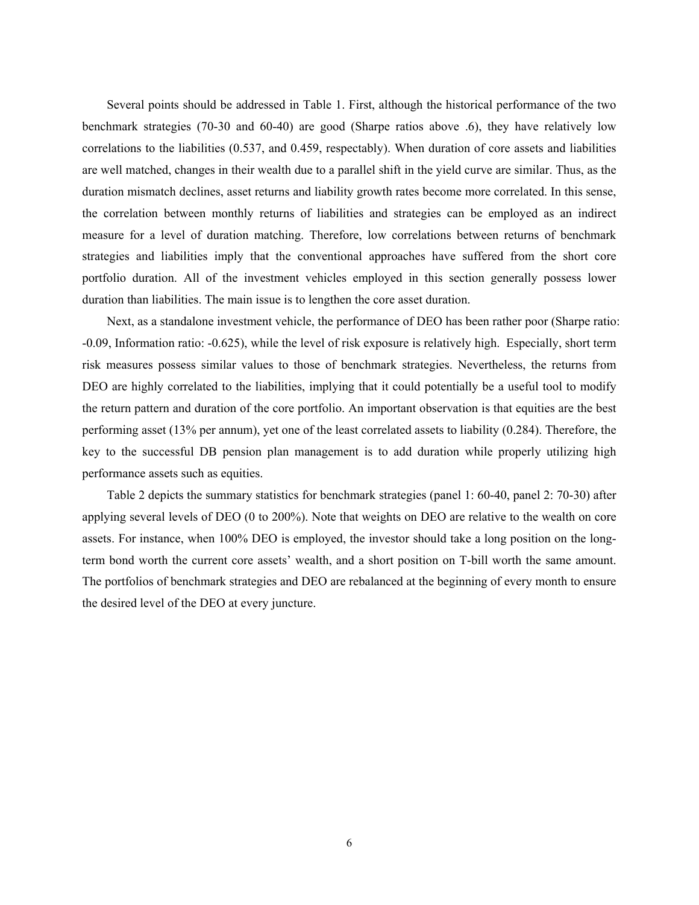Several points should be addressed in Table 1. First, although the historical performance of the two benchmark strategies (70-30 and 60-40) are good (Sharpe ratios above .6), they have relatively low correlations to the liabilities (0.537, and 0.459, respectably). When duration of core assets and liabilities are well matched, changes in their wealth due to a parallel shift in the yield curve are similar. Thus, as the duration mismatch declines, asset returns and liability growth rates become more correlated. In this sense, the correlation between monthly returns of liabilities and strategies can be employed as an indirect measure for a level of duration matching. Therefore, low correlations between returns of benchmark strategies and liabilities imply that the conventional approaches have suffered from the short core portfolio duration. All of the investment vehicles employed in this section generally possess lower duration than liabilities. The main issue is to lengthen the core asset duration.

Next, as a standalone investment vehicle, the performance of DEO has been rather poor (Sharpe ratio: -0.09, Information ratio: -0.625), while the level of risk exposure is relatively high. Especially, short term risk measures possess similar values to those of benchmark strategies. Nevertheless, the returns from DEO are highly correlated to the liabilities, implying that it could potentially be a useful tool to modify the return pattern and duration of the core portfolio. An important observation is that equities are the best performing asset (13% per annum), yet one of the least correlated assets to liability (0.284). Therefore, the key to the successful DB pension plan management is to add duration while properly utilizing high performance assets such as equities.

Table 2 depicts the summary statistics for benchmark strategies (panel 1: 60-40, panel 2: 70-30) after applying several levels of DEO (0 to 200%). Note that weights on DEO are relative to the wealth on core assets. For instance, when 100% DEO is employed, the investor should take a long position on the long-term bond worth the current core assets' wealth, and a short position on T-bill worth the same amount. The portfolios of benchmark strategies and DEO are rebalanced at the beginning of every month to ensure the desired level of the DEO at every juncture.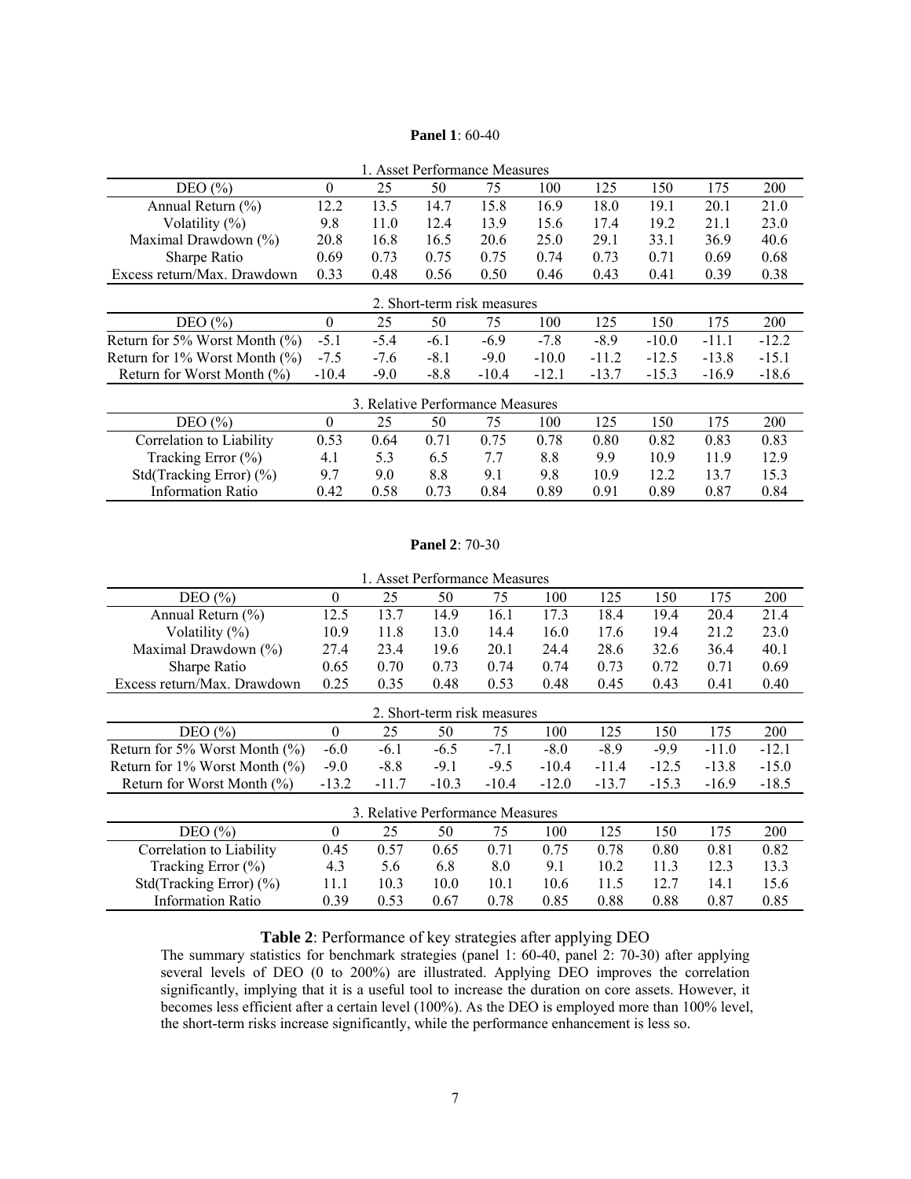**Panel 1**: 60-40

| 1. Asset Performance Measures | | | | | | | | | |
|---|---|---|---|---|---|---|---|---|---|
| DEO (%) | 0 | 25 | 50 | 75 | 100 | 125 | 150 | 175 | 200 |
| Annual Return (%) | 12.2 | 13.5 | 14.7 | 15.8 | 16.9 | 18.0 | 19.1 | 20.1 | 21.0 |
| Volatility (%) | 9.8 | 11.0 | 12.4 | 13.9 | 15.6 | 17.4 | 19.2 | 21.1 | 23.0 |
| Maximal Drawdown (%) | 20.8 | 16.8 | 16.5 | 20.6 | 25.0 | 29.1 | 33.1 | 36.9 | 40.6 |
| Sharpe Ratio | 0.69 | 0.73 | 0.75 | 0.75 | 0.74 | 0.73 | 0.71 | 0.69 | 0.68 |
| Excess return/Max. Drawdown | 0.33 | 0.48 | 0.56 | 0.50 | 0.46 | 0.43 | 0.41 | 0.39 | 0.38 |

| 2. Short-term risk measures | | | | | | | | | |
|---|---|---|---|---|---|---|---|---|---|
| DEO (%) | 0 | 25 | 50 | 75 | 100 | 125 | 150 | 175 | 200 |
| Return for 5% Worst Month (%) | -5.1 | -5.4 | -6.1 | -6.9 | -7.8 | -8.9 | -10.0 | -11.1 | -12.2 |
| Return for 1% Worst Month (%) | -7.5 | -7.6 | -8.1 | -9.0 | -10.0 | -11.2 | -12.5 | -13.8 | -15.1 |
| Return for Worst Month (%) | -10.4 | -9.0 | -8.8 | -10.4 | -12.1 | -13.7 | -15.3 | -16.9 | -18.6 |

| 3. Relative Performance Measures | | | | | | | | | |
|---|---|---|---|---|---|---|---|---|---|
| DEO (%) | 0 | 25 | 50 | 75 | 100 | 125 | 150 | 175 | 200 |
| Correlation to Liability | 0.53 | 0.64 | 0.71 | 0.75 | 0.78 | 0.80 | 0.82 | 0.83 | 0.83 |
| Tracking Error (%) | 4.1 | 5.3 | 6.5 | 7.7 | 8.8 | 9.9 | 10.9 | 11.9 | 12.9 |
| Std(Tracking Error) (%) | 9.7 | 9.0 | 8.8 | 9.1 | 9.8 | 10.9 | 12.2 | 13.7 | 15.3 |
| Information Ratio | 0.42 | 0.58 | 0.73 | 0.84 | 0.89 | 0.91 | 0.89 | 0.87 | 0.84 |

**Panel 2**: 70-30

| 1. Asset Performance Measures | | | | | | | | | |
|---|---|---|---|---|---|---|---|---|---|
| DEO (%) | 0 | 25 | 50 | 75 | 100 | 125 | 150 | 175 | 200 |
| Annual Return (%) | 12.5 | 13.7 | 14.9 | 16.1 | 17.3 | 18.4 | 19.4 | 20.4 | 21.4 |
| Volatility (%) | 10.9 | 11.8 | 13.0 | 14.4 | 16.0 | 17.6 | 19.4 | 21.2 | 23.0 |
| Maximal Drawdown (%) | 27.4 | 23.4 | 19.6 | 20.1 | 24.4 | 28.6 | 32.6 | 36.4 | 40.1 |
| Sharpe Ratio | 0.65 | 0.70 | 0.73 | 0.74 | 0.74 | 0.73 | 0.72 | 0.71 | 0.69 |
| Excess return/Max. Drawdown | 0.25 | 0.35 | 0.48 | 0.53 | 0.48 | 0.45 | 0.43 | 0.41 | 0.40 |

| 2. Short-term risk measures | | | | | | | | | |
|---|---|---|---|---|---|---|---|---|---|
| DEO (%) | 0 | 25 | 50 | 75 | 100 | 125 | 150 | 175 | 200 |
| Return for 5% Worst Month (%) | -6.0 | -6.1 | -6.5 | -7.1 | -8.0 | -8.9 | -9.9 | -11.0 | -12.1 |
| Return for 1% Worst Month (%) | -9.0 | -8.8 | -9.1 | -9.5 | -10.4 | -11.4 | -12.5 | -13.8 | -15.0 |
| Return for Worst Month (%) | -13.2 | -11.7 | -10.3 | -10.4 | -12.0 | -13.7 | -15.3 | -16.9 | -18.5 |

| 3. Relative Performance Measures | | | | | | | | | |
|---|---|---|---|---|---|---|---|---|---|
| DEO (%) | 0 | 25 | 50 | 75 | 100 | 125 | 150 | 175 | 200 |
| Correlation to Liability | 0.45 | 0.57 | 0.65 | 0.71 | 0.75 | 0.78 | 0.80 | 0.81 | 0.82 |
| Tracking Error (%) | 4.3 | 5.6 | 6.8 | 8.0 | 9.1 | 10.2 | 11.3 | 12.3 | 13.3 |
| Std(Tracking Error) (%) | 11.1 | 10.3 | 10.0 | 10.1 | 10.6 | 11.5 | 12.7 | 14.1 | 15.6 |
| Information Ratio | 0.39 | 0.53 | 0.67 | 0.78 | 0.85 | 0.88 | 0.88 | 0.87 | 0.85 |

**Table 2**: Performance of key strategies after applying DEO

The summary statistics for benchmark strategies (panel 1: 60-40, panel 2: 70-30) after applying several levels of DEO (0 to 200%) are illustrated. Applying DEO improves the correlation significantly, implying that it is a useful tool to increase the duration on core assets. However, it becomes less efficient after a certain level (100%). As the DEO is employed more than 100% level, the short-term risks increase significantly, while the performance enhancement is less so.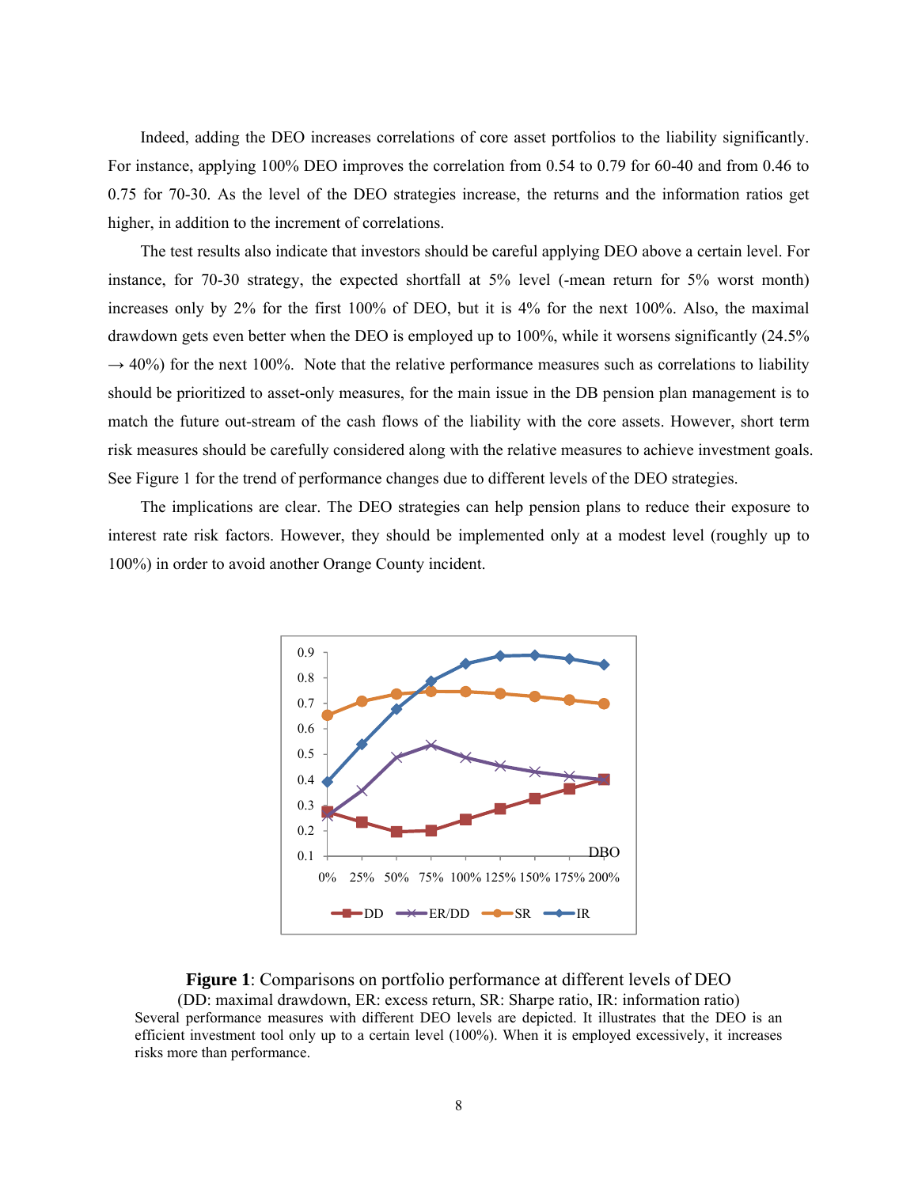Indeed, adding the DEO increases correlations of core asset portfolios to the liability significantly. For instance, applying 100% DEO improves the correlation from 0.54 to 0.79 for 60-40 and from 0.46 to 0.75 for 70-30. As the level of the DEO strategies increase, the returns and the information ratios get higher, in addition to the increment of correlations.

The test results also indicate that investors should be careful applying DEO above a certain level. For instance, for 70-30 strategy, the expected shortfall at 5% level (-mean return for 5% worst month) increases only by 2% for the first 100% of DEO, but it is 4% for the next 100%. Also, the maximal drawdown gets even better when the DEO is employed up to 100%, while it worsens significantly (24.5% → 40%) for the next 100%. Note that the relative performance measures such as correlations to liability should be prioritized to asset-only measures, for the main issue in the DB pension plan management is to match the future out-stream of the cash flows of the liability with the core assets. However, short term risk measures should be carefully considered along with the relative measures to achieve investment goals. See Figure 1 for the trend of performance changes due to different levels of the DEO strategies.

The implications are clear. The DEO strategies can help pension plans to reduce their exposure to interest rate risk factors. However, they should be implemented only at a modest level (roughly up to 100%) in order to avoid another Orange County incident.

**Figure 1**: Comparisons on portfolio performance at different levels of DEO
(DD: maximal drawdown, ER: excess return, SR: Sharpe ratio, IR: information ratio)
Several performance measures with different DEO levels are depicted. It illustrates that the DEO is an efficient investment tool only up to a certain level (100%). When it is employed excessively, it increases risks more than performance.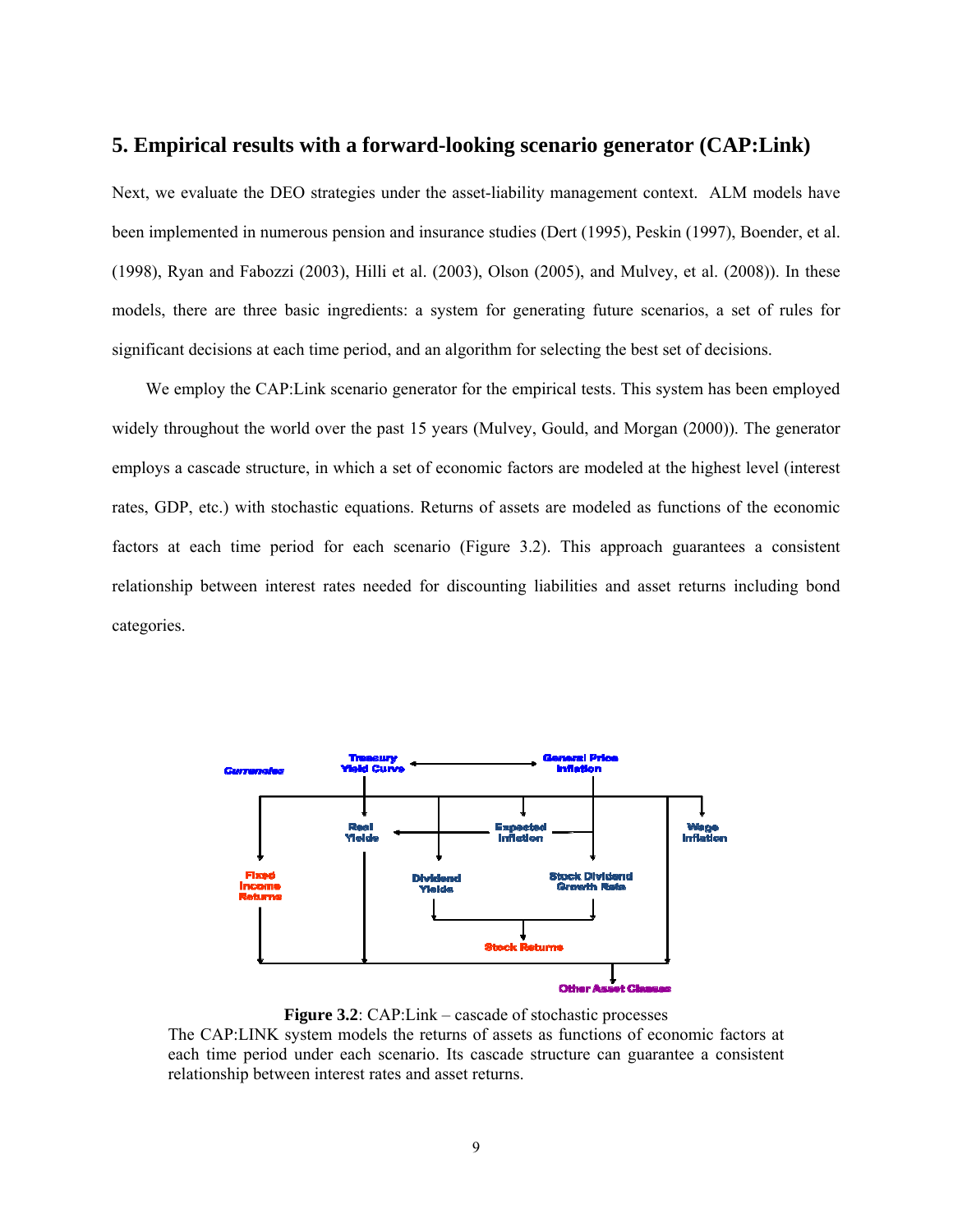## 5. Empirical results with a forward-looking scenario generator (CAP:Link)

Next, we evaluate the DEO strategies under the asset-liability management context. ALM models have been implemented in numerous pension and insurance studies (Dert (1995), Peskin (1997), Boender, et al. (1998), Ryan and Fabozzi (2003), Hilli et al. (2003), Olson (2005), and Mulvey, et al. (2008)). In these models, there are three basic ingredients: a system for generating future scenarios, a set of rules for significant decisions at each time period, and an algorithm for selecting the best set of decisions.

We employ the CAP:Link scenario generator for the empirical tests. This system has been employed widely throughout the world over the past 15 years (Mulvey, Gould, and Morgan (2000)). The generator employs a cascade structure, in which a set of economic factors are modeled at the highest level (interest rates, GDP, etc.) with stochastic equations. Returns of assets are modeled as functions of the economic factors at each time period for each scenario (Figure 3.2). This approach guarantees a consistent relationship between interest rates needed for discounting liabilities and asset returns including bond categories.

Currencies

Treasury Yield Curve

General Price Inflation

Real Yields

Expected Inflation

Wage Inflation

Fixed Income Returns

Dividend Yields

Stock Dividend Growth Rate

Stock Returns

Other Asset Classes

**Figure 3.2**: CAP:Link – cascade of stochastic processes
The CAP:LINK system models the returns of assets as functions of economic factors at each time period under each scenario. Its cascade structure can guarantee a consistent relationship between interest rates and asset returns.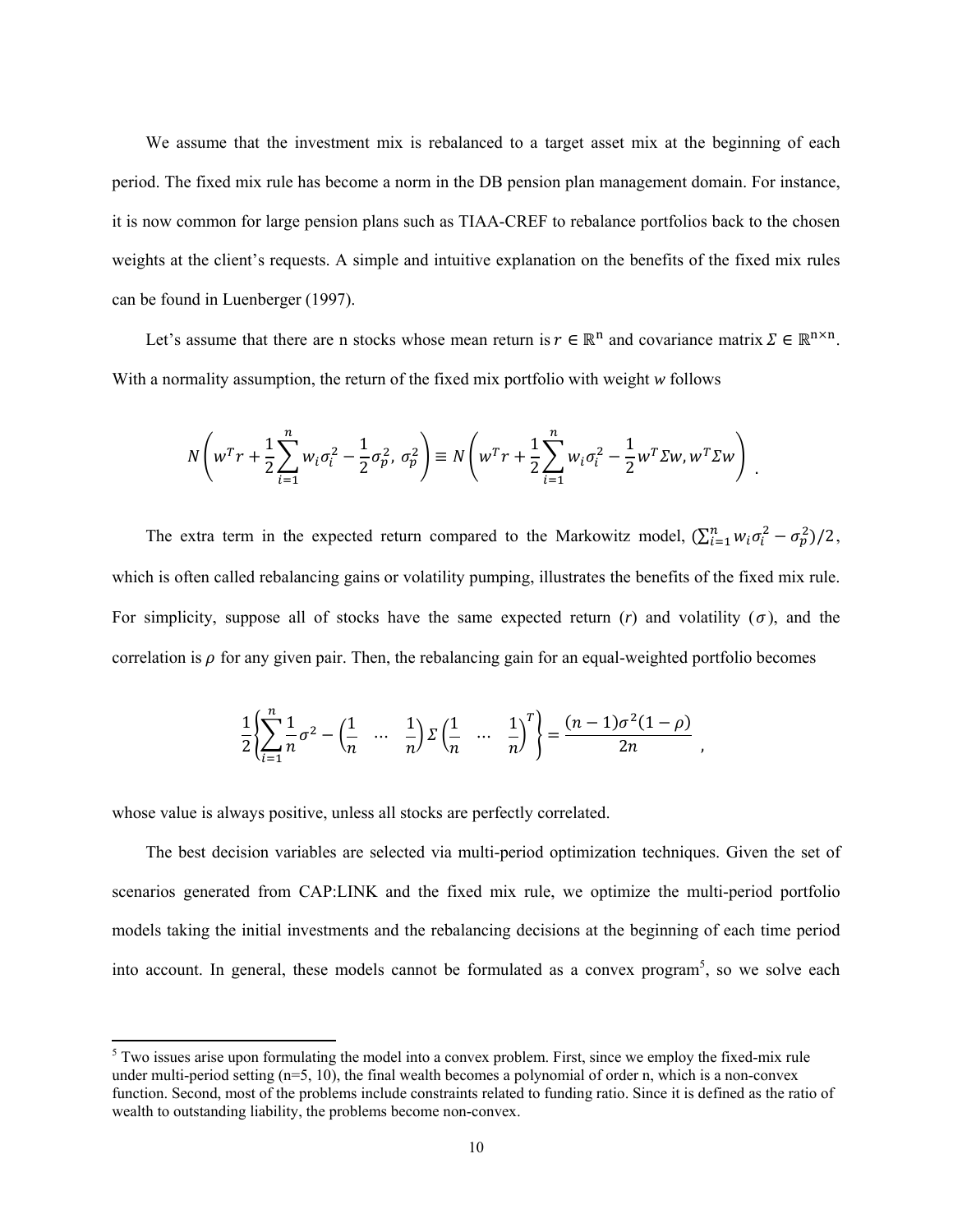We assume that the investment mix is rebalanced to a target asset mix at the beginning of each period. The fixed mix rule has become a norm in the DB pension plan management domain. For instance, it is now common for large pension plans such as TIAA-CREF to rebalance portfolios back to the chosen weights at the client's requests. A simple and intuitive explanation on the benefits of the fixed mix rules can be found in Luenberger (1997).

Let's assume that there are n stocks whose mean return is $r \in \mathbb{R}^n$ and covariance matrix $\Sigma \in \mathbb{R}^{n \times n}$. With a normality assumption, the return of the fixed mix portfolio with weight *w* follows

$$N\left(w^T r + \frac{1}{2}\sum_{i=1}^{n} w_i \sigma_i^2 - \frac{1}{2}\sigma_p^2,\ \sigma_p^2\right) \equiv N\left(w^T r + \frac{1}{2}\sum_{i=1}^{n} w_i \sigma_i^2 - \frac{1}{2} w^T \Sigma w, w^T \Sigma w\right) .$$

The extra term in the expected return compared to the Markowitz model, $(\sum_{i=1}^{n} w_i \sigma_i^2 - \sigma_p^2)/2$, which is often called rebalancing gains or volatility pumping, illustrates the benefits of the fixed mix rule. For simplicity, suppose all of stocks have the same expected return ($r$) and volatility ($\sigma$), and the correlation is $\rho$ for any given pair. Then, the rebalancing gain for an equal-weighted portfolio becomes

$$\frac{1}{2}\left\{\sum_{i=1}^{n} \frac{1}{n}\sigma^2 - \begin{pmatrix}\frac{1}{n} & \cdots & \frac{1}{n}\end{pmatrix} \Sigma \begin{pmatrix}\frac{1}{n} & \cdots & \frac{1}{n}\end{pmatrix}^T\right\} = \frac{(n-1)\sigma^2(1-\rho)}{2n} ,$$

whose value is always positive, unless all stocks are perfectly correlated.

The best decision variables are selected via multi-period optimization techniques. Given the set of scenarios generated from CAP:LINK and the fixed mix rule, we optimize the multi-period portfolio models taking the initial investments and the rebalancing decisions at the beginning of each time period into account. In general, these models cannot be formulated as a convex program[5], so we solve each

[5] Two issues arise upon formulating the model into a convex problem. First, since we employ the fixed-mix rule under multi-period setting (n=5, 10), the final wealth becomes a polynomial of order n, which is a non-convex function. Second, most of the problems include constraints related to funding ratio. Since it is defined as the ratio of wealth to outstanding liability, the problems become non-convex.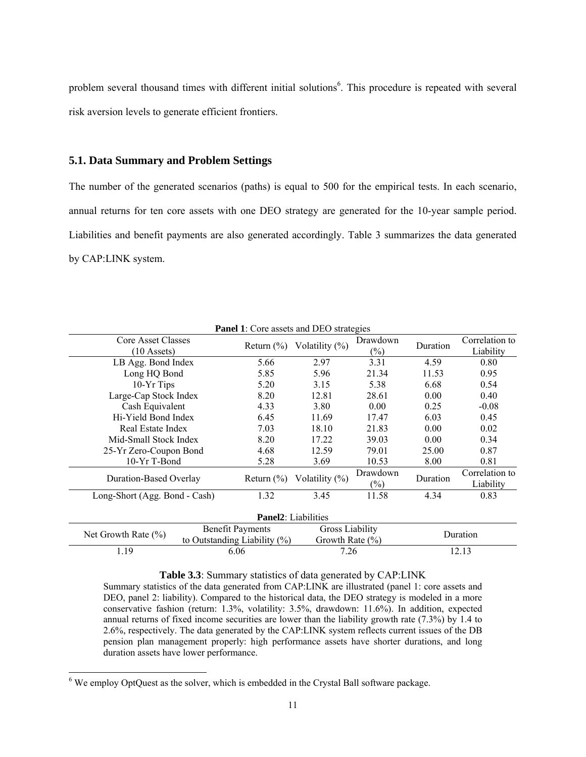problem several thousand times with different initial solutions[6]. This procedure is repeated with several risk aversion levels to generate efficient frontiers.

### 5.1. Data Summary and Problem Settings

The number of the generated scenarios (paths) is equal to 500 for the empirical tests. In each scenario, annual returns for ten core assets with one DEO strategy are generated for the 10-year sample period. Liabilities and benefit payments are also generated accordingly. Table 3 summarizes the data generated by CAP:LINK system.

**Panel 1**: Core assets and DEO strategies

| Core Asset Classes (10 Assets) | Return (%) | Volatility (%) | Drawdown (%) | Duration | Correlation to Liability |
|---|---|---|---|---|---|
| LB Agg. Bond Index | 5.66 | 2.97 | 3.31 | 4.59 | 0.80 |
| Long HQ Bond | 5.85 | 5.96 | 21.34 | 11.53 | 0.95 |
| 10-Yr Tips | 5.20 | 3.15 | 5.38 | 6.68 | 0.54 |
| Large-Cap Stock Index | 8.20 | 12.81 | 28.61 | 0.00 | 0.40 |
| Cash Equivalent | 4.33 | 3.80 | 0.00 | 0.25 | -0.08 |
| Hi-Yield Bond Index | 6.45 | 11.69 | 17.47 | 6.03 | 0.45 |
| Real Estate Index | 7.03 | 18.10 | 21.83 | 0.00 | 0.02 |
| Mid-Small Stock Index | 8.20 | 17.22 | 39.03 | 0.00 | 0.34 |
| 25-Yr Zero-Coupon Bond | 4.68 | 12.59 | 79.01 | 25.00 | 0.87 |
| 10-Yr T-Bond | 5.28 | 3.69 | 10.53 | 8.00 | 0.81 |
| **Duration-Based Overlay** | **Return (%)** | **Volatility (%)** | **Drawdown (%)** | **Duration** | **Correlation to Liability** |
| Long-Short (Agg. Bond - Cash) | 1.32 | 3.45 | 11.58 | 4.34 | 0.83 |

**Panel2**: Liabilities

| Net Growth Rate (%) | Benefit Payments to Outstanding Liability (%) | Gross Liability Growth Rate (%) | Duration |
|---|---|---|---|
| 1.19 | 6.06 | 7.26 | 12.13 |

**Table 3.3**: Summary statistics of data generated by CAP:LINK

Summary statistics of the data generated from CAP:LINK are illustrated (panel 1: core assets and DEO, panel 2: liability). Compared to the historical data, the DEO strategy is modeled in a more conservative fashion (return: 1.3%, volatility: 3.5%, drawdown: 11.6%). In addition, expected annual returns of fixed income securities are lower than the liability growth rate (7.3%) by 1.4 to 2.6%, respectively. The data generated by the CAP:LINK system reflects current issues of the DB pension plan management properly: high performance assets have shorter durations, and long duration assets have lower performance.

[6] We employ OptQuest as the solver, which is embedded in the Crystal Ball software package.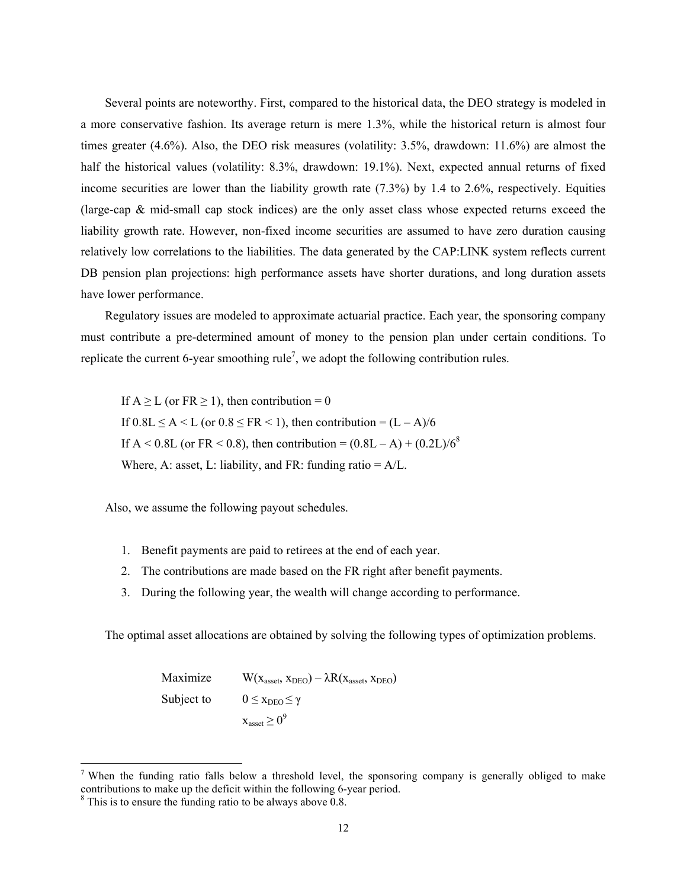Several points are noteworthy. First, compared to the historical data, the DEO strategy is modeled in a more conservative fashion. Its average return is mere 1.3%, while the historical return is almost four times greater (4.6%). Also, the DEO risk measures (volatility: 3.5%, drawdown: 11.6%) are almost the half the historical values (volatility: 8.3%, drawdown: 19.1%). Next, expected annual returns of fixed income securities are lower than the liability growth rate (7.3%) by 1.4 to 2.6%, respectively. Equities (large-cap & mid-small cap stock indices) are the only asset class whose expected returns exceed the liability growth rate. However, non-fixed income securities are assumed to have zero duration causing relatively low correlations to the liabilities. The data generated by the CAP:LINK system reflects current DB pension plan projections: high performance assets have shorter durations, and long duration assets have lower performance.

Regulatory issues are modeled to approximate actuarial practice. Each year, the sponsoring company must contribute a pre-determined amount of money to the pension plan under certain conditions. To replicate the current 6-year smoothing rule[7], we adopt the following contribution rules.

If $A \geq L$ (or $FR \geq 1$), then contribution = 0
If $0.8L \leq A < L$ (or $0.8 \leq FR < 1$), then contribution = $(L – A)/6$
If $A < 0.8L$ (or $FR < 0.8$), then contribution = $(0.8L – A) + (0.2L)/6$[8]
Where, A: asset, L: liability, and FR: funding ratio = A/L.

Also, we assume the following payout schedules.

1. Benefit payments are paid to retirees at the end of each year.
2. The contributions are made based on the FR right after benefit payments.
3. During the following year, the wealth will change according to performance.

The optimal asset allocations are obtained by solving the following types of optimization problems.

$$
\begin{aligned}
\text{Maximize} \quad & W(x_{asset}, x_{DEO}) - \lambda R(x_{asset}, x_{DEO}) \\
\text{Subject to} \quad & 0 \leq x_{DEO} \leq \gamma \\
& x_{asset} \geq 0
\end{aligned}
$$
[9]

---

[7] When the funding ratio falls below a threshold level, the sponsoring company is generally obliged to make contributions to make up the deficit within the following 6-year period.

[8] This is to ensure the funding ratio to be always above 0.8.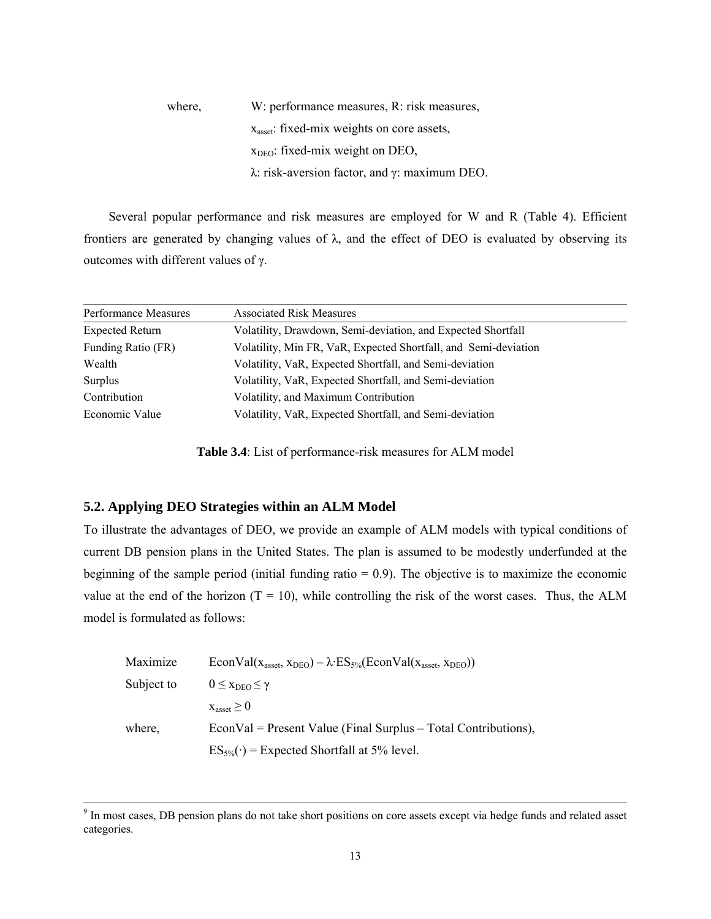where, W: performance measures, R: risk measures,
$x_{asset}$: fixed-mix weights on core assets,
$x_{DEO}$: fixed-mix weight on DEO,
$\lambda$: risk-aversion factor, and $\gamma$: maximum DEO.

Several popular performance and risk measures are employed for W and R (Table 4). Efficient frontiers are generated by changing values of $\lambda$, and the effect of DEO is evaluated by observing its outcomes with different values of $\gamma$.

| Performance Measures | Associated Risk Measures |
|---|---|
| Expected Return | Volatility, Drawdown, Semi-deviation, and Expected Shortfall |
| Funding Ratio (FR) | Volatility, Min FR, VaR, Expected Shortfall, and Semi-deviation |
| Wealth | Volatility, VaR, Expected Shortfall, and Semi-deviation |
| Surplus | Volatility, VaR, Expected Shortfall, and Semi-deviation |
| Contribution | Volatility, and Maximum Contribution |
| Economic Value | Volatility, VaR, Expected Shortfall, and Semi-deviation |

**Table 3.4**: List of performance-risk measures for ALM model

## 5.2. Applying DEO Strategies within an ALM Model

To illustrate the advantages of DEO, we provide an example of ALM models with typical conditions of current DB pension plans in the United States. The plan is assumed to be modestly underfunded at the beginning of the sample period (initial funding ratio = 0.9). The objective is to maximize the economic value at the end of the horizon (T = 10), while controlling the risk of the worst cases. Thus, the ALM model is formulated as follows:

Maximize $\text{EconVal}(x_{asset}, x_{DEO}) - \lambda \cdot \text{ES}_{5\%}(\text{EconVal}(x_{asset}, x_{DEO}))$

Subject to $0 \leq x_{DEO} \leq \gamma$

$x_{asset} \geq 0$

where, EconVal = Present Value (Final Surplus – Total Contributions),

$\text{ES}_{5\%}(\cdot)$ = Expected Shortfall at 5% level.

---

[9] In most cases, DB pension plans do not take short positions on core assets except via hedge funds and related asset categories.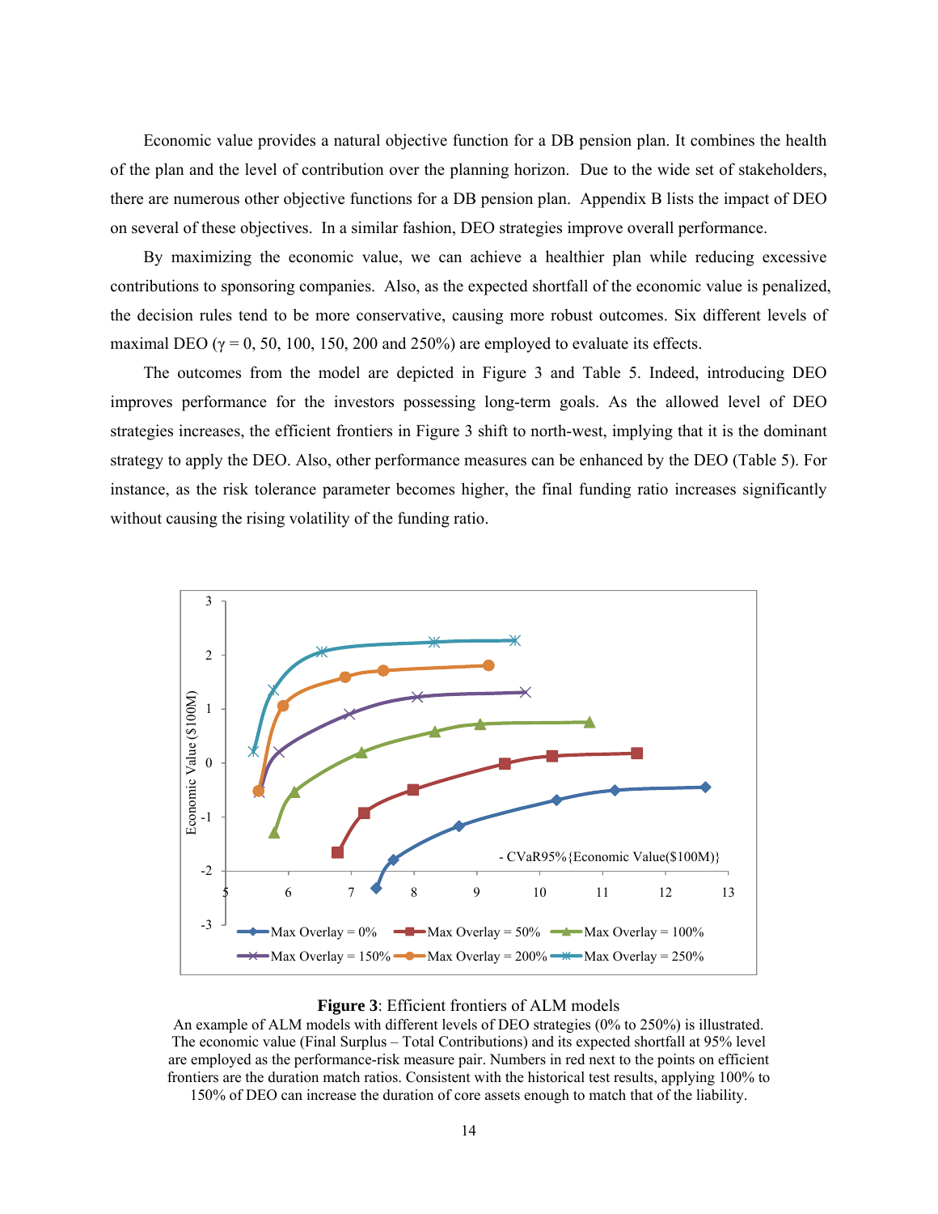Economic value provides a natural objective function for a DB pension plan. It combines the health of the plan and the level of contribution over the planning horizon. Due to the wide set of stakeholders, there are numerous other objective functions for a DB pension plan. Appendix B lists the impact of DEO on several of these objectives. In a similar fashion, DEO strategies improve overall performance.

By maximizing the economic value, we can achieve a healthier plan while reducing excessive contributions to sponsoring companies. Also, as the expected shortfall of the economic value is penalized, the decision rules tend to be more conservative, causing more robust outcomes. Six different levels of maximal DEO ($\gamma$ = 0, 50, 100, 150, 200 and 250%) are employed to evaluate its effects.

The outcomes from the model are depicted in Figure 3 and Table 5. Indeed, introducing DEO improves performance for the investors possessing long-term goals. As the allowed level of DEO strategies increases, the efficient frontiers in Figure 3 shift to north-west, implying that it is the dominant strategy to apply the DEO. Also, other performance measures can be enhanced by the DEO (Table 5). For instance, as the risk tolerance parameter becomes higher, the final funding ratio increases significantly without causing the rising volatility of the funding ratio.

**Figure 3**: Efficient frontiers of ALM models

An example of ALM models with different levels of DEO strategies (0% to 250%) is illustrated. The economic value (Final Surplus – Total Contributions) and its expected shortfall at 95% level are employed as the performance-risk measure pair. Numbers in red next to the points on efficient frontiers are the duration match ratios. Consistent with the historical test results, applying 100% to 150% of DEO can increase the duration of core assets enough to match that of the liability.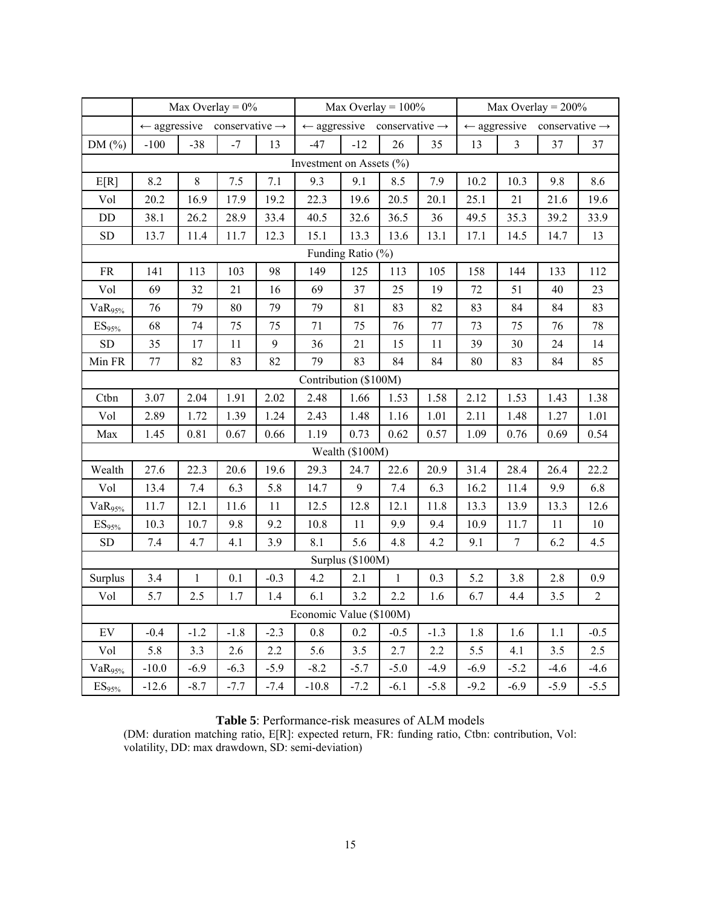| | Max Overlay = 0% | | | | Max Overlay = 100% | | | | Max Overlay = 200% | | | |
|---|---|---|---|---|---|---|---|---|---|---|---|---|
| | ← aggressive | | conservative → | | ← aggressive | | conservative → | | ← aggressive | | conservative → | |
| DM (%) | -100 | -38 | -7 | 13 | -47 | -12 | 26 | 35 | 13 | 3 | 37 | 37 |
| Investment on Assets (%) | | | | | | | | | | | | |
| E[R] | 8.2 | 8 | 7.5 | 7.1 | 9.3 | 9.1 | 8.5 | 7.9 | 10.2 | 10.3 | 9.8 | 8.6 |
| Vol | 20.2 | 16.9 | 17.9 | 19.2 | 22.3 | 19.6 | 20.5 | 20.1 | 25.1 | 21 | 21.6 | 19.6 |
| DD | 38.1 | 26.2 | 28.9 | 33.4 | 40.5 | 32.6 | 36.5 | 36 | 49.5 | 35.3 | 39.2 | 33.9 |
| SD | 13.7 | 11.4 | 11.7 | 12.3 | 15.1 | 13.3 | 13.6 | 13.1 | 17.1 | 14.5 | 14.7 | 13 |
| Funding Ratio (%) | | | | | | | | | | | | |
| FR | 141 | 113 | 103 | 98 | 149 | 125 | 113 | 105 | 158 | 144 | 133 | 112 |
| Vol | 69 | 32 | 21 | 16 | 69 | 37 | 25 | 19 | 72 | 51 | 40 | 23 |
| $VaR_{95\%}$ | 76 | 79 | 80 | 79 | 79 | 81 | 83 | 82 | 83 | 84 | 84 | 83 |
| $ES_{95\%}$ | 68 | 74 | 75 | 75 | 71 | 75 | 76 | 77 | 73 | 75 | 76 | 78 |
| SD | 35 | 17 | 11 | 9 | 36 | 21 | 15 | 11 | 39 | 30 | 24 | 14 |
| Min FR | 77 | 82 | 83 | 82 | 79 | 83 | 84 | 84 | 80 | 83 | 84 | 85 |
| Contribution ($100M) | | | | | | | | | | | | |
| Ctbn | 3.07 | 2.04 | 1.91 | 2.02 | 2.48 | 1.66 | 1.53 | 1.58 | 2.12 | 1.53 | 1.43 | 1.38 |
| Vol | 2.89 | 1.72 | 1.39 | 1.24 | 2.43 | 1.48 | 1.16 | 1.01 | 2.11 | 1.48 | 1.27 | 1.01 |
| Max | 1.45 | 0.81 | 0.67 | 0.66 | 1.19 | 0.73 | 0.62 | 0.57 | 1.09 | 0.76 | 0.69 | 0.54 |
| Wealth ($100M) | | | | | | | | | | | | |
| Wealth | 27.6 | 22.3 | 20.6 | 19.6 | 29.3 | 24.7 | 22.6 | 20.9 | 31.4 | 28.4 | 26.4 | 22.2 |
| Vol | 13.4 | 7.4 | 6.3 | 5.8 | 14.7 | 9 | 7.4 | 6.3 | 16.2 | 11.4 | 9.9 | 6.8 |
| $VaR_{95\%}$ | 11.7 | 12.1 | 11.6 | 11 | 12.5 | 12.8 | 12.1 | 11.8 | 13.3 | 13.9 | 13.3 | 12.6 |
| $ES_{95\%}$ | 10.3 | 10.7 | 9.8 | 9.2 | 10.8 | 11 | 9.9 | 9.4 | 10.9 | 11.7 | 11 | 10 |
| SD | 7.4 | 4.7 | 4.1 | 3.9 | 8.1 | 5.6 | 4.8 | 4.2 | 9.1 | 7 | 6.2 | 4.5 |
| Surplus ($100M) | | | | | | | | | | | | |
| Surplus | 3.4 | 1 | 0.1 | -0.3 | 4.2 | 2.1 | 1 | 0.3 | 5.2 | 3.8 | 2.8 | 0.9 |
| Vol | 5.7 | 2.5 | 1.7 | 1.4 | 6.1 | 3.2 | 2.2 | 1.6 | 6.7 | 4.4 | 3.5 | 2 |
| Economic Value ($100M) | | | | | | | | | | | | |
| EV | -0.4 | -1.2 | -1.8 | -2.3 | 0.8 | 0.2 | -0.5 | -1.3 | 1.8 | 1.6 | 1.1 | -0.5 |
| Vol | 5.8 | 3.3 | 2.6 | 2.2 | 5.6 | 3.5 | 2.7 | 2.2 | 5.5 | 4.1 | 3.5 | 2.5 |
| $VaR_{95\%}$ | -10.0 | -6.9 | -6.3 | -5.9 | -8.2 | -5.7 | -5.0 | -4.9 | -6.9 | -5.2 | -4.6 | -4.6 |
| $ES_{95\%}$ | -12.6 | -8.7 | -7.7 | -7.4 | -10.8 | -7.2 | -6.1 | -5.8 | -9.2 | -6.9 | -5.9 | -5.5 |

**Table 5**: Performance-risk measures of ALM models
(DM: duration matching ratio, E[R]: expected return, FR: funding ratio, Ctbn: contribution, Vol: volatility, DD: max drawdown, SD: semi-deviation)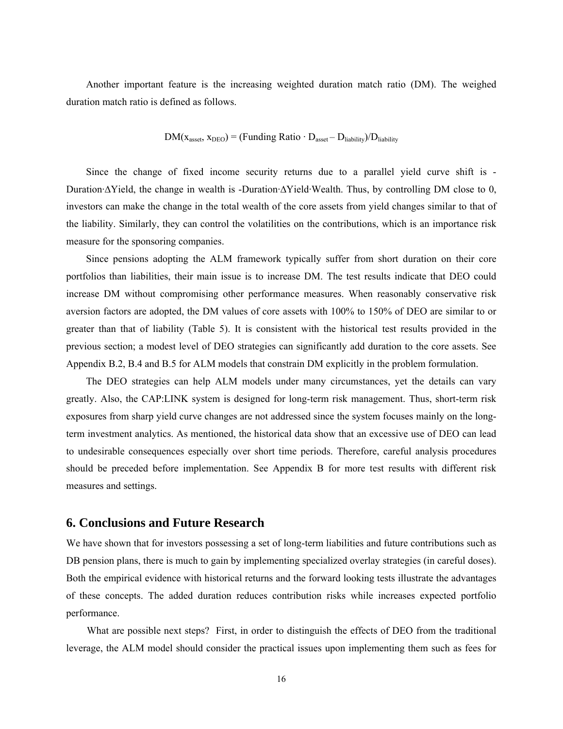Another important feature is the increasing weighted duration match ratio (DM). The weighed duration match ratio is defined as follows.

$$DM(x_{asset}, x_{DEO}) = (\text{Funding Ratio} \cdot D_{asset} - D_{liability})/D_{liability}$$

Since the change of fixed income security returns due to a parallel yield curve shift is -Duration·ΔYield, the change in wealth is -Duration·ΔYield·Wealth. Thus, by controlling DM close to 0, investors can make the change in the total wealth of the core assets from yield changes similar to that of the liability. Similarly, they can control the volatilities on the contributions, which is an importance risk measure for the sponsoring companies.

Since pensions adopting the ALM framework typically suffer from short duration on their core portfolios than liabilities, their main issue is to increase DM. The test results indicate that DEO could increase DM without compromising other performance measures. When reasonably conservative risk aversion factors are adopted, the DM values of core assets with 100% to 150% of DEO are similar to or greater than that of liability (Table 5). It is consistent with the historical test results provided in the previous section; a modest level of DEO strategies can significantly add duration to the core assets. See Appendix B.2, B.4 and B.5 for ALM models that constrain DM explicitly in the problem formulation.

The DEO strategies can help ALM models under many circumstances, yet the details can vary greatly. Also, the CAP:LINK system is designed for long-term risk management. Thus, short-term risk exposures from sharp yield curve changes are not addressed since the system focuses mainly on the long-term investment analytics. As mentioned, the historical data show that an excessive use of DEO can lead to undesirable consequences especially over short time periods. Therefore, careful analysis procedures should be preceded before implementation. See Appendix B for more test results with different risk measures and settings.

## 6. Conclusions and Future Research

We have shown that for investors possessing a set of long-term liabilities and future contributions such as DB pension plans, there is much to gain by implementing specialized overlay strategies (in careful doses). Both the empirical evidence with historical returns and the forward looking tests illustrate the advantages of these concepts. The added duration reduces contribution risks while increases expected portfolio performance.

What are possible next steps? First, in order to distinguish the effects of DEO from the traditional leverage, the ALM model should consider the practical issues upon implementing them such as fees for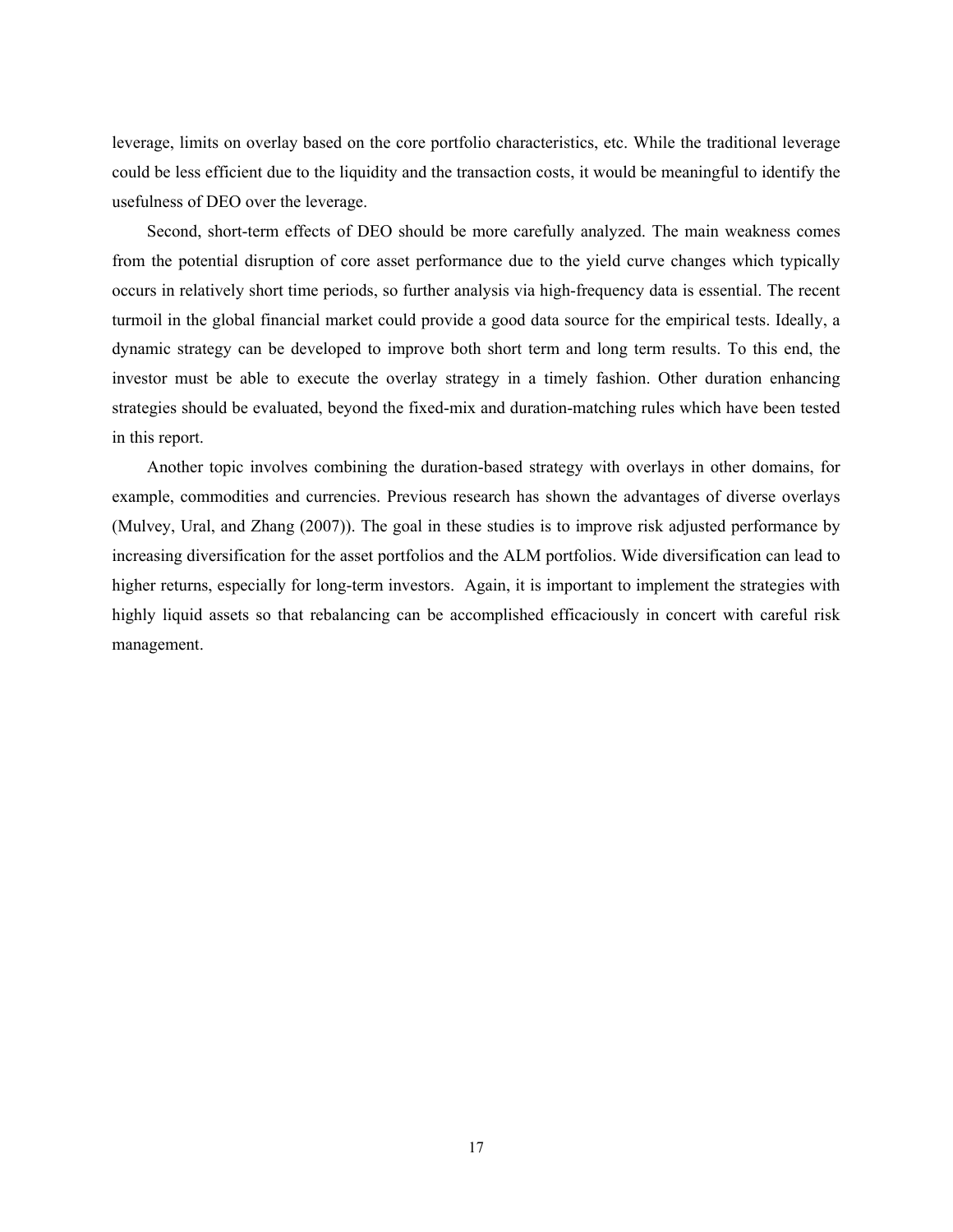leverage, limits on overlay based on the core portfolio characteristics, etc. While the traditional leverage could be less efficient due to the liquidity and the transaction costs, it would be meaningful to identify the usefulness of DEO over the leverage.

Second, short-term effects of DEO should be more carefully analyzed. The main weakness comes from the potential disruption of core asset performance due to the yield curve changes which typically occurs in relatively short time periods, so further analysis via high-frequency data is essential. The recent turmoil in the global financial market could provide a good data source for the empirical tests. Ideally, a dynamic strategy can be developed to improve both short term and long term results. To this end, the investor must be able to execute the overlay strategy in a timely fashion. Other duration enhancing strategies should be evaluated, beyond the fixed-mix and duration-matching rules which have been tested in this report.

Another topic involves combining the duration-based strategy with overlays in other domains, for example, commodities and currencies. Previous research has shown the advantages of diverse overlays (Mulvey, Ural, and Zhang (2007)). The goal in these studies is to improve risk adjusted performance by increasing diversification for the asset portfolios and the ALM portfolios. Wide diversification can lead to higher returns, especially for long-term investors. Again, it is important to implement the strategies with highly liquid assets so that rebalancing can be accomplished efficaciously in concert with careful risk management.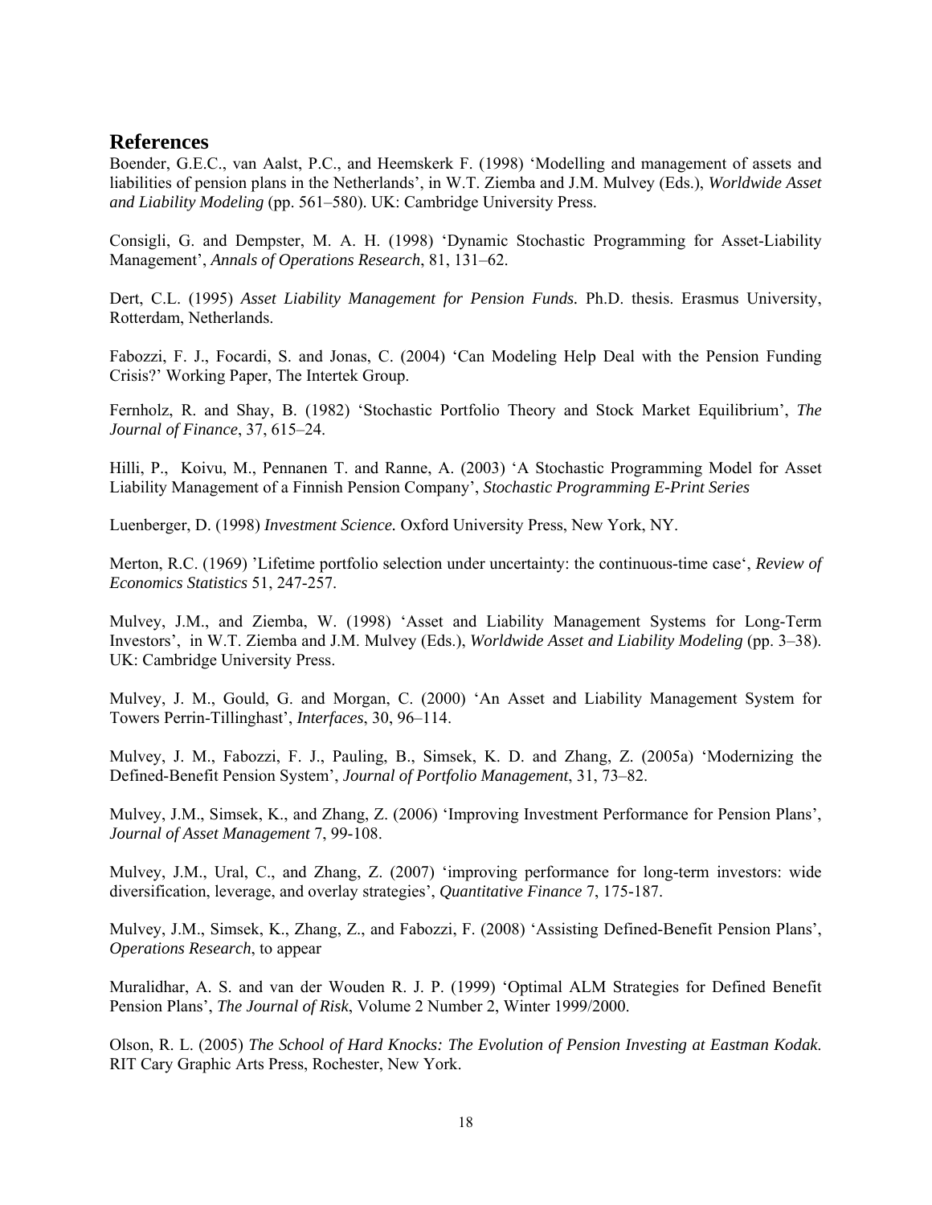## References

Boender, G.E.C., van Aalst, P.C., and Heemskerk F. (1998) 'Modelling and management of assets and liabilities of pension plans in the Netherlands', in W.T. Ziemba and J.M. Mulvey (Eds.), *Worldwide Asset and Liability Modeling* (pp. 561–580). UK: Cambridge University Press.

Consigli, G. and Dempster, M. A. H. (1998) 'Dynamic Stochastic Programming for Asset-Liability Management', *Annals of Operations Research*, 81, 131–62.

Dert, C.L. (1995) *Asset Liability Management for Pension Funds.* Ph.D. thesis. Erasmus University, Rotterdam, Netherlands.

Fabozzi, F. J., Focardi, S. and Jonas, C. (2004) 'Can Modeling Help Deal with the Pension Funding Crisis?' Working Paper, The Intertek Group.

Fernholz, R. and Shay, B. (1982) 'Stochastic Portfolio Theory and Stock Market Equilibrium', *The Journal of Finance*, 37, 615–24.

Hilli, P., Koivu, M., Pennanen T. and Ranne, A. (2003) 'A Stochastic Programming Model for Asset Liability Management of a Finnish Pension Company', *Stochastic Programming E-Print Series*

Luenberger, D. (1998) *Investment Science.* Oxford University Press, New York, NY.

Merton, R.C. (1969) 'Lifetime portfolio selection under uncertainty: the continuous-time case', *Review of Economics Statistics* 51, 247-257.

Mulvey, J.M., and Ziemba, W. (1998) 'Asset and Liability Management Systems for Long-Term Investors', in W.T. Ziemba and J.M. Mulvey (Eds.), *Worldwide Asset and Liability Modeling* (pp. 3–38). UK: Cambridge University Press.

Mulvey, J. M., Gould, G. and Morgan, C. (2000) 'An Asset and Liability Management System for Towers Perrin-Tillinghast', *Interfaces*, 30, 96–114.

Mulvey, J. M., Fabozzi, F. J., Pauling, B., Simsek, K. D. and Zhang, Z. (2005a) 'Modernizing the Defined-Benefit Pension System', *Journal of Portfolio Management*, 31, 73–82.

Mulvey, J.M., Simsek, K., and Zhang, Z. (2006) 'Improving Investment Performance for Pension Plans', *Journal of Asset Management* 7, 99-108.

Mulvey, J.M., Ural, C., and Zhang, Z. (2007) 'improving performance for long-term investors: wide diversification, leverage, and overlay strategies', *Quantitative Finance* 7, 175-187.

Mulvey, J.M., Simsek, K., Zhang, Z., and Fabozzi, F. (2008) 'Assisting Defined-Benefit Pension Plans', *Operations Research*, to appear

Muralidhar, A. S. and van der Wouden R. J. P. (1999) 'Optimal ALM Strategies for Defined Benefit Pension Plans', *The Journal of Risk*, Volume 2 Number 2, Winter 1999/2000.

Olson, R. L. (2005) *The School of Hard Knocks: The Evolution of Pension Investing at Eastman Kodak.* RIT Cary Graphic Arts Press, Rochester, New York.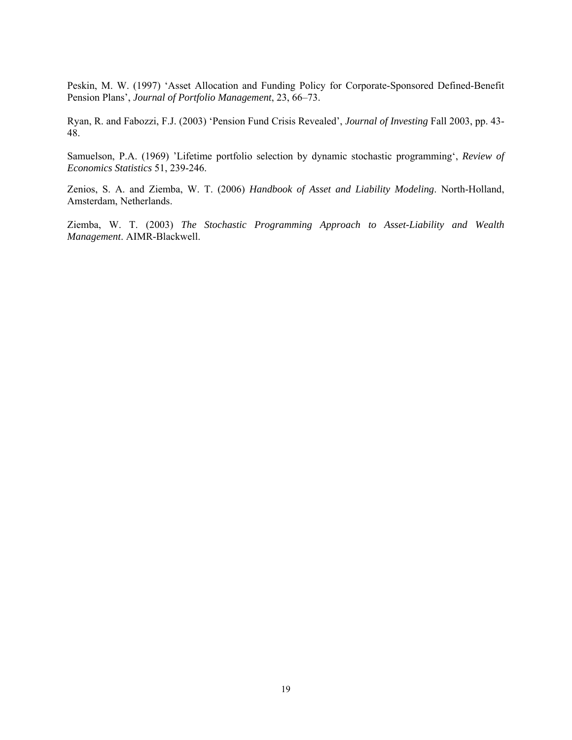Peskin, M. W. (1997) 'Asset Allocation and Funding Policy for Corporate-Sponsored Defined-Benefit Pension Plans', *Journal of Portfolio Management*, 23, 66–73.

Ryan, R. and Fabozzi, F.J. (2003) 'Pension Fund Crisis Revealed', *Journal of Investing* Fall 2003, pp. 43-48.

Samuelson, P.A. (1969) 'Lifetime portfolio selection by dynamic stochastic programming', *Review of Economics Statistics* 51, 239-246.

Zenios, S. A. and Ziemba, W. T. (2006) *Handbook of Asset and Liability Modeling*. North-Holland, Amsterdam, Netherlands.

Ziemba, W. T. (2003) *The Stochastic Programming Approach to Asset-Liability and Wealth Management*. AIMR-Blackwell.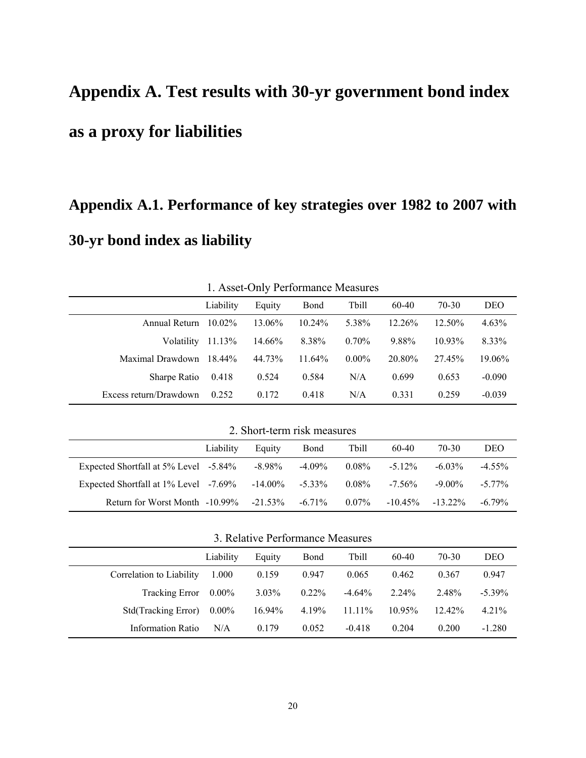# Appendix A. Test results with 30-yr government bond index as a proxy for liabilities

## Appendix A.1. Performance of key strategies over 1982 to 2007 with 30-yr bond index as liability

1. Asset-Only Performance Measures

| | Liability | Equity | Bond | Tbill | 60-40 | 70-30 | DEO |
|---|---|---|---|---|---|---|---|
| Annual Return | 10.02% | 13.06% | 10.24% | 5.38% | 12.26% | 12.50% | 4.63% |
| Volatility | 11.13% | 14.66% | 8.38% | 0.70% | 9.88% | 10.93% | 8.33% |
| Maximal Drawdown | 18.44% | 44.73% | 11.64% | 0.00% | 20.80% | 27.45% | 19.06% |
| Sharpe Ratio | 0.418 | 0.524 | 0.584 | N/A | 0.699 | 0.653 | -0.090 |
| Excess return/Drawdown | 0.252 | 0.172 | 0.418 | N/A | 0.331 | 0.259 | -0.039 |

2. Short-term risk measures

| | Liability | Equity | Bond | Tbill | 60-40 | 70-30 | DEO |
|---|---|---|---|---|---|---|---|
| Expected Shortfall at 5% Level | -5.84% | -8.98% | -4.09% | 0.08% | -5.12% | -6.03% | -4.55% |
| Expected Shortfall at 1% Level | -7.69% | -14.00% | -5.33% | 0.08% | -7.56% | -9.00% | -5.77% |
| Return for Worst Month | -10.99% | -21.53% | -6.71% | 0.07% | -10.45% | -13.22% | -6.79% |

3. Relative Performance Measures

| | Liability | Equity | Bond | Tbill | 60-40 | 70-30 | DEO |
|---|---|---|---|---|---|---|---|
| Correlation to Liability | 1.000 | 0.159 | 0.947 | 0.065 | 0.462 | 0.367 | 0.947 |
| Tracking Error | 0.00% | 3.03% | 0.22% | -4.64% | 2.24% | 2.48% | -5.39% |
| Std(Tracking Error) | 0.00% | 16.94% | 4.19% | 11.11% | 10.95% | 12.42% | 4.21% |
| Information Ratio | N/A | 0.179 | 0.052 | -0.418 | 0.204 | 0.200 | -1.280 |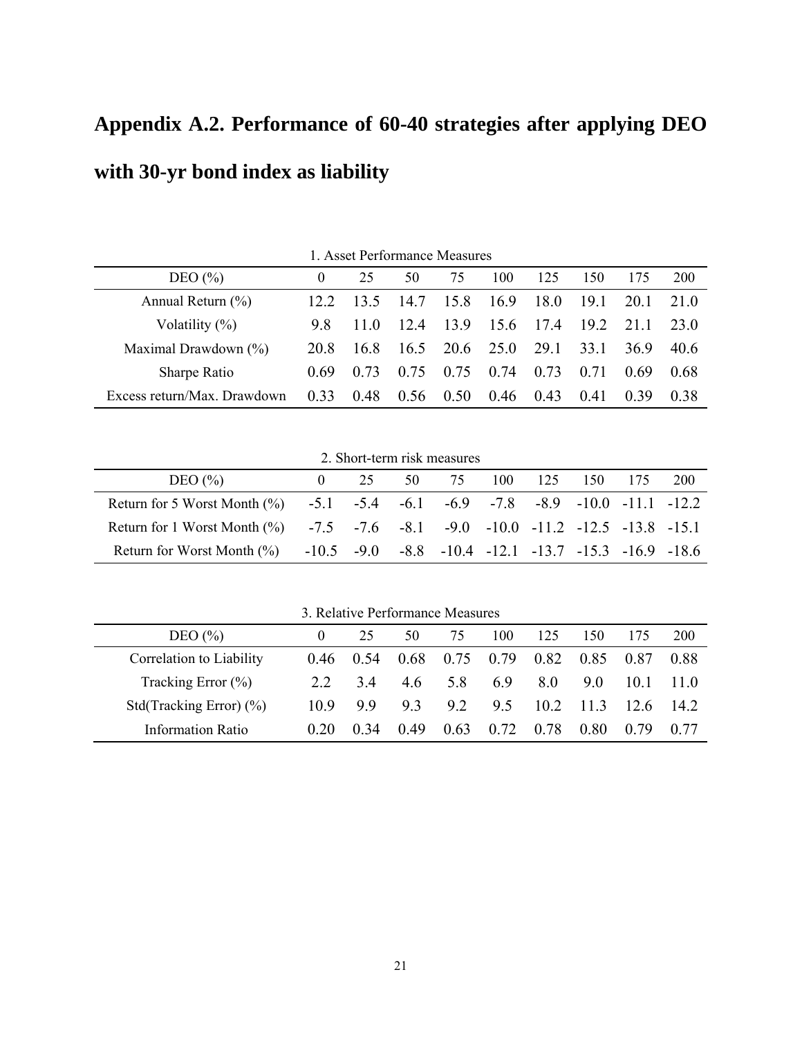# Appendix A.2. Performance of 60-40 strategies after applying DEO with 30-yr bond index as liability

1. Asset Performance Measures

| DEO (%) | 0 | 25 | 50 | 75 | 100 | 125 | 150 | 175 | 200 |
|---|---|---|---|---|---|---|---|---|---|
| Annual Return (%) | 12.2 | 13.5 | 14.7 | 15.8 | 16.9 | 18.0 | 19.1 | 20.1 | 21.0 |
| Volatility (%) | 9.8 | 11.0 | 12.4 | 13.9 | 15.6 | 17.4 | 19.2 | 21.1 | 23.0 |
| Maximal Drawdown (%) | 20.8 | 16.8 | 16.5 | 20.6 | 25.0 | 29.1 | 33.1 | 36.9 | 40.6 |
| Sharpe Ratio | 0.69 | 0.73 | 0.75 | 0.75 | 0.74 | 0.73 | 0.71 | 0.69 | 0.68 |
| Excess return/Max. Drawdown | 0.33 | 0.48 | 0.56 | 0.50 | 0.46 | 0.43 | 0.41 | 0.39 | 0.38 |

2. Short-term risk measures

| DEO (%) | 0 | 25 | 50 | 75 | 100 | 125 | 150 | 175 | 200 |
|---|---|---|---|---|---|---|---|---|---|
| Return for 5 Worst Month (%) | -5.1 | -5.4 | -6.1 | -6.9 | -7.8 | -8.9 | -10.0 | -11.1 | -12.2 |
| Return for 1 Worst Month (%) | -7.5 | -7.6 | -8.1 | -9.0 | -10.0 | -11.2 | -12.5 | -13.8 | -15.1 |
| Return for Worst Month (%) | -10.5 | -9.0 | -8.8 | -10.4 | -12.1 | -13.7 | -15.3 | -16.9 | -18.6 |

3. Relative Performance Measures

| DEO (%) | 0 | 25 | 50 | 75 | 100 | 125 | 150 | 175 | 200 |
|---|---|---|---|---|---|---|---|---|---|
| Correlation to Liability | 0.46 | 0.54 | 0.68 | 0.75 | 0.79 | 0.82 | 0.85 | 0.87 | 0.88 |
| Tracking Error (%) | 2.2 | 3.4 | 4.6 | 5.8 | 6.9 | 8.0 | 9.0 | 10.1 | 11.0 |
| Std(Tracking Error) (%) | 10.9 | 9.9 | 9.3 | 9.2 | 9.5 | 10.2 | 11.3 | 12.6 | 14.2 |
| Information Ratio | 0.20 | 0.34 | 0.49 | 0.63 | 0.72 | 0.78 | 0.80 | 0.79 | 0.77 |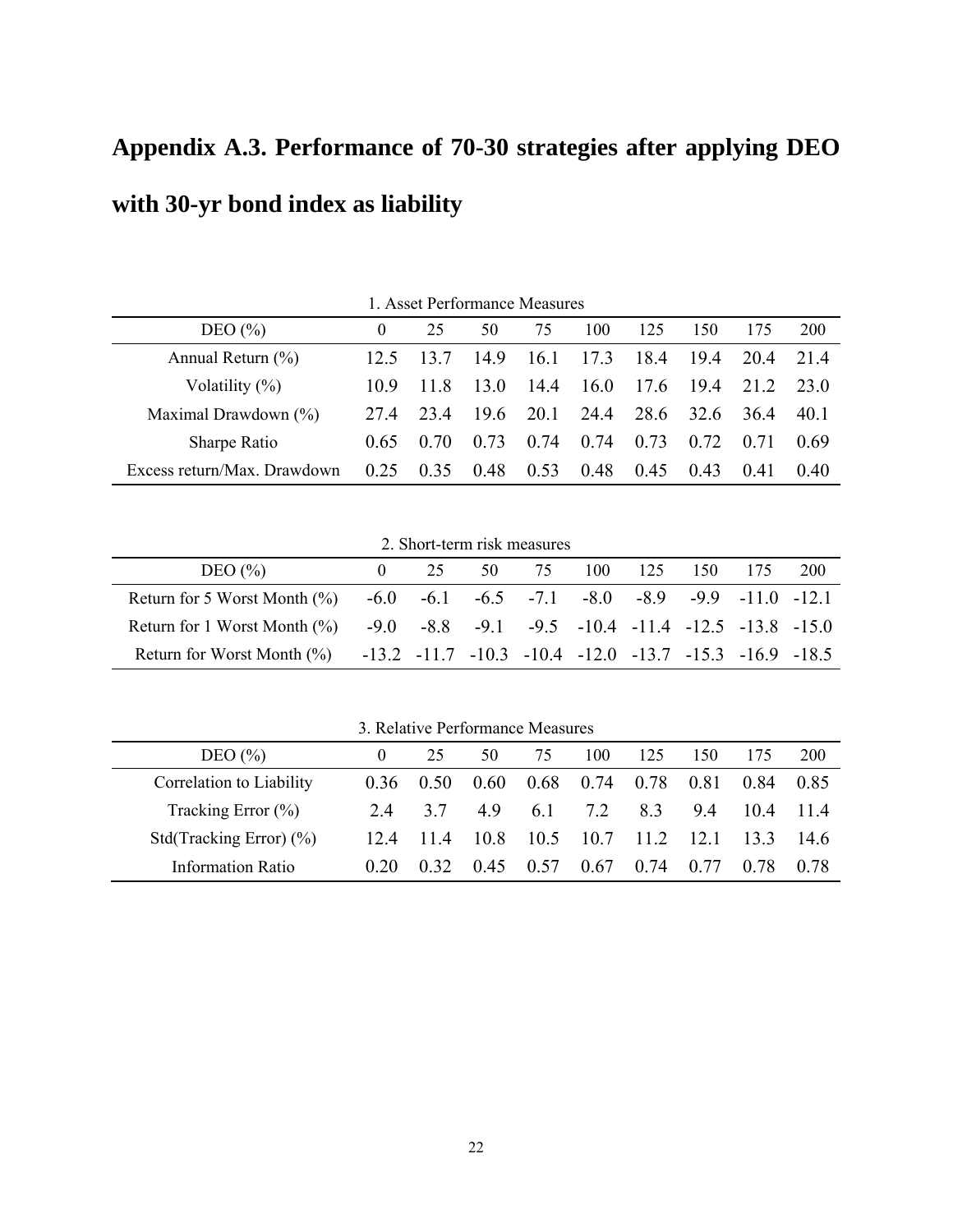# Appendix A.3. Performance of 70-30 strategies after applying DEO with 30-yr bond index as liability

1. Asset Performance Measures

| DEO (%) | 0 | 25 | 50 | 75 | 100 | 125 | 150 | 175 | 200 |
|---|---|---|---|---|---|---|---|---|---|
| Annual Return (%) | 12.5 | 13.7 | 14.9 | 16.1 | 17.3 | 18.4 | 19.4 | 20.4 | 21.4 |
| Volatility (%) | 10.9 | 11.8 | 13.0 | 14.4 | 16.0 | 17.6 | 19.4 | 21.2 | 23.0 |
| Maximal Drawdown (%) | 27.4 | 23.4 | 19.6 | 20.1 | 24.4 | 28.6 | 32.6 | 36.4 | 40.1 |
| Sharpe Ratio | 0.65 | 0.70 | 0.73 | 0.74 | 0.74 | 0.73 | 0.72 | 0.71 | 0.69 |
| Excess return/Max. Drawdown | 0.25 | 0.35 | 0.48 | 0.53 | 0.48 | 0.45 | 0.43 | 0.41 | 0.40 |

2. Short-term risk measures

| DEO (%) | 0 | 25 | 50 | 75 | 100 | 125 | 150 | 175 | 200 |
|---|---|---|---|---|---|---|---|---|---|
| Return for 5 Worst Month (%) | -6.0 | -6.1 | -6.5 | -7.1 | -8.0 | -8.9 | -9.9 | -11.0 | -12.1 |
| Return for 1 Worst Month (%) | -9.0 | -8.8 | -9.1 | -9.5 | -10.4 | -11.4 | -12.5 | -13.8 | -15.0 |
| Return for Worst Month (%) | -13.2 | -11.7 | -10.3 | -10.4 | -12.0 | -13.7 | -15.3 | -16.9 | -18.5 |

3. Relative Performance Measures

| DEO (%) | 0 | 25 | 50 | 75 | 100 | 125 | 150 | 175 | 200 |
|---|---|---|---|---|---|---|---|---|---|
| Correlation to Liability | 0.36 | 0.50 | 0.60 | 0.68 | 0.74 | 0.78 | 0.81 | 0.84 | 0.85 |
| Tracking Error (%) | 2.4 | 3.7 | 4.9 | 6.1 | 7.2 | 8.3 | 9.4 | 10.4 | 11.4 |
| Std(Tracking Error) (%) | 12.4 | 11.4 | 10.8 | 10.5 | 10.7 | 11.2 | 12.1 | 13.3 | 14.6 |
| Information Ratio | 0.20 | 0.32 | 0.45 | 0.57 | 0.67 | 0.74 | 0.77 | 0.78 | 0.78 |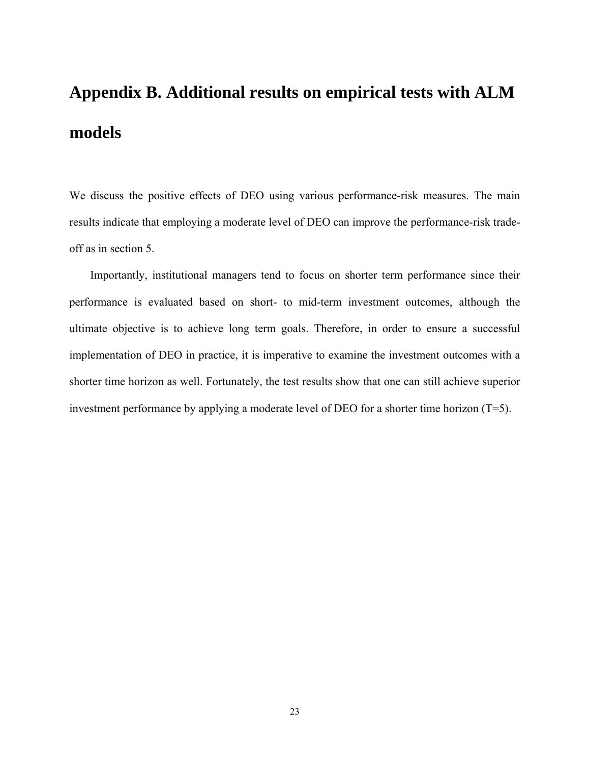# Appendix B. Additional results on empirical tests with ALM models

We discuss the positive effects of DEO using various performance-risk measures. The main results indicate that employing a moderate level of DEO can improve the performance-risk trade-off as in section 5.

Importantly, institutional managers tend to focus on shorter term performance since their performance is evaluated based on short- to mid-term investment outcomes, although the ultimate objective is to achieve long term goals. Therefore, in order to ensure a successful implementation of DEO in practice, it is imperative to examine the investment outcomes with a shorter time horizon as well. Fortunately, the test results show that one can still achieve superior investment performance by applying a moderate level of DEO for a shorter time horizon (T=5).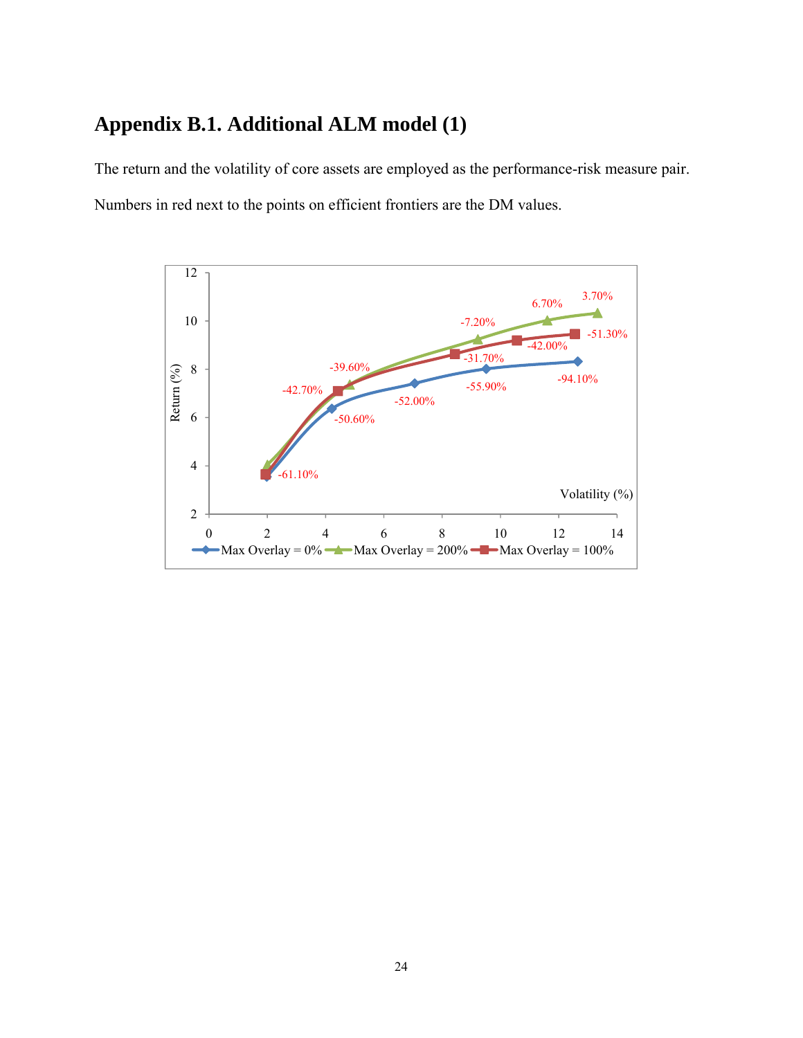# Appendix B.1. Additional ALM model (1)

The return and the volatility of core assets are employed as the performance-risk measure pair.

Numbers in red next to the points on efficient frontiers are the DM values.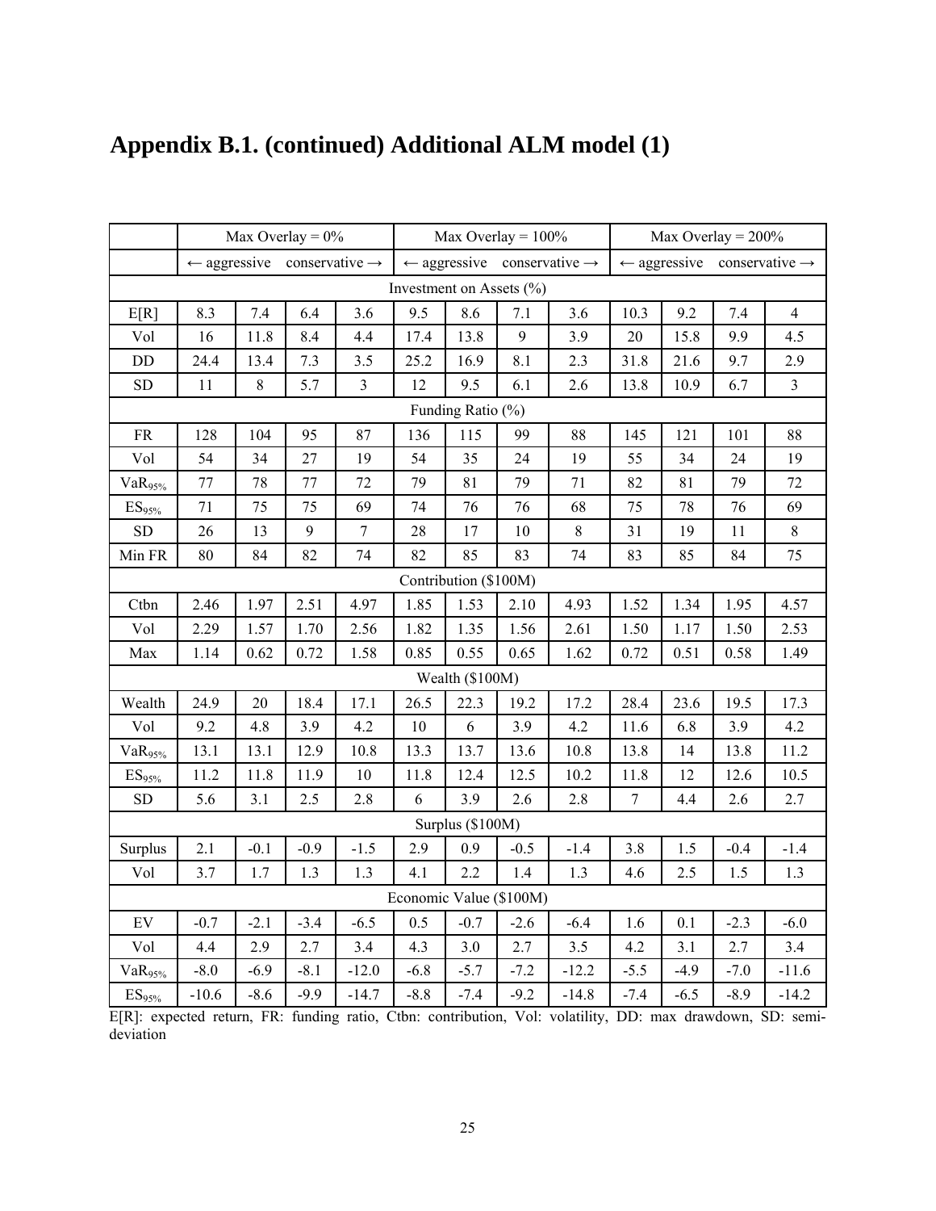# Appendix B.1. (continued) Additional ALM model (1)

| | Max Overlay = 0% | | | | Max Overlay = 100% | | | | Max Overlay = 200% | | | |
|---|---|---|---|---|---|---|---|---|---|---|---|---|
| | ← aggressive | | | conservative → | ← aggressive | | | conservative → | ← aggressive | | | conservative → |
| Investment on Assets (%) | | | | | | | | | | | | |
| E[R] | 8.3 | 7.4 | 6.4 | 3.6 | 9.5 | 8.6 | 7.1 | 3.6 | 10.3 | 9.2 | 7.4 | 4 |
| Vol | 16 | 11.8 | 8.4 | 4.4 | 17.4 | 13.8 | 9 | 3.9 | 20 | 15.8 | 9.9 | 4.5 |
| DD | 24.4 | 13.4 | 7.3 | 3.5 | 25.2 | 16.9 | 8.1 | 2.3 | 31.8 | 21.6 | 9.7 | 2.9 |
| SD | 11 | 8 | 5.7 | 3 | 12 | 9.5 | 6.1 | 2.6 | 13.8 | 10.9 | 6.7 | 3 |
| Funding Ratio (%) | | | | | | | | | | | | |
| FR | 128 | 104 | 95 | 87 | 136 | 115 | 99 | 88 | 145 | 121 | 101 | 88 |
| Vol | 54 | 34 | 27 | 19 | 54 | 35 | 24 | 19 | 55 | 34 | 24 | 19 |
| $VaR_{95\%}$ | 77 | 78 | 77 | 72 | 79 | 81 | 79 | 71 | 82 | 81 | 79 | 72 |
| $ES_{95\%}$ | 71 | 75 | 75 | 69 | 74 | 76 | 76 | 68 | 75 | 78 | 76 | 69 |
| SD | 26 | 13 | 9 | 7 | 28 | 17 | 10 | 8 | 31 | 19 | 11 | 8 |
| Min FR | 80 | 84 | 82 | 74 | 82 | 85 | 83 | 74 | 83 | 85 | 84 | 75 |
| Contribution ($100M) | | | | | | | | | | | | |
| Ctbn | 2.46 | 1.97 | 2.51 | 4.97 | 1.85 | 1.53 | 2.10 | 4.93 | 1.52 | 1.34 | 1.95 | 4.57 |
| Vol | 2.29 | 1.57 | 1.70 | 2.56 | 1.82 | 1.35 | 1.56 | 2.61 | 1.50 | 1.17 | 1.50 | 2.53 |
| Max | 1.14 | 0.62 | 0.72 | 1.58 | 0.85 | 0.55 | 0.65 | 1.62 | 0.72 | 0.51 | 0.58 | 1.49 |
| Wealth ($100M) | | | | | | | | | | | | |
| Wealth | 24.9 | 20 | 18.4 | 17.1 | 26.5 | 22.3 | 19.2 | 17.2 | 28.4 | 23.6 | 19.5 | 17.3 |
| Vol | 9.2 | 4.8 | 3.9 | 4.2 | 10 | 6 | 3.9 | 4.2 | 11.6 | 6.8 | 3.9 | 4.2 |
| $VaR_{95\%}$ | 13.1 | 13.1 | 12.9 | 10.8 | 13.3 | 13.7 | 13.6 | 10.8 | 13.8 | 14 | 13.8 | 11.2 |
| $ES_{95\%}$ | 11.2 | 11.8 | 11.9 | 10 | 11.8 | 12.4 | 12.5 | 10.2 | 11.8 | 12 | 12.6 | 10.5 |
| SD | 5.6 | 3.1 | 2.5 | 2.8 | 6 | 3.9 | 2.6 | 2.8 | 7 | 4.4 | 2.6 | 2.7 |
| Surplus ($100M) | | | | | | | | | | | | |
| Surplus | 2.1 | -0.1 | -0.9 | -1.5 | 2.9 | 0.9 | -0.5 | -1.4 | 3.8 | 1.5 | -0.4 | -1.4 |
| Vol | 3.7 | 1.7 | 1.3 | 1.3 | 4.1 | 2.2 | 1.4 | 1.3 | 4.6 | 2.5 | 1.5 | 1.3 |
| Economic Value ($100M) | | | | | | | | | | | | |
| EV | -0.7 | -2.1 | -3.4 | -6.5 | 0.5 | -0.7 | -2.6 | -6.4 | 1.6 | 0.1 | -2.3 | -6.0 |
| Vol | 4.4 | 2.9 | 2.7 | 3.4 | 4.3 | 3.0 | 2.7 | 3.5 | 4.2 | 3.1 | 2.7 | 3.4 |
| $VaR_{95\%}$ | -8.0 | -6.9 | -8.1 | -12.0 | -6.8 | -5.7 | -7.2 | -12.2 | -5.5 | -4.9 | -7.0 | -11.6 |
| $ES_{95\%}$ | -10.6 | -8.6 | -9.9 | -14.7 | -8.8 | -7.4 | -9.2 | -14.8 | -7.4 | -6.5 | -8.9 | -14.2 |

E[R]: expected return, FR: funding ratio, Ctbn: contribution, Vol: volatility, DD: max drawdown, SD: semi-deviation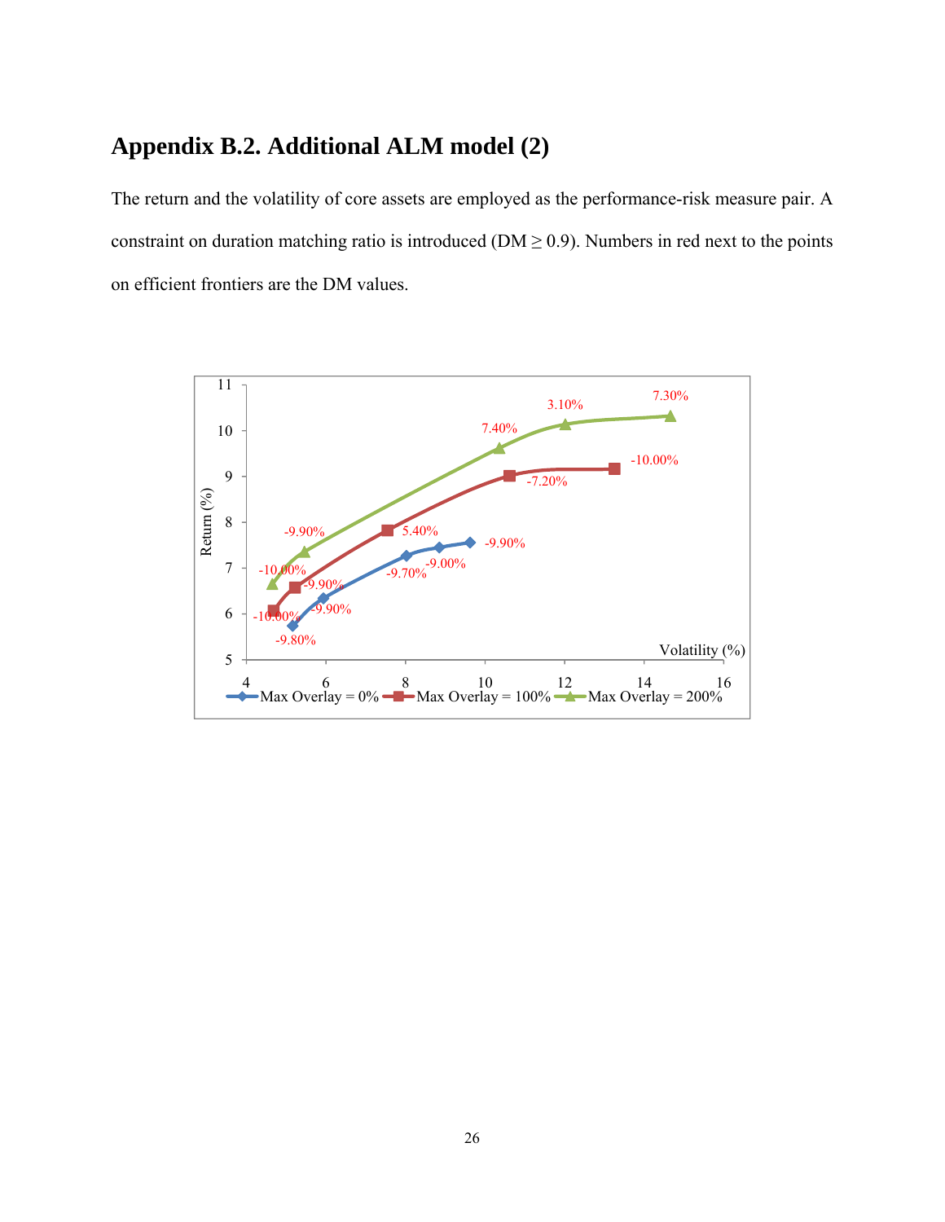## Appendix B.2. Additional ALM model (2)

The return and the volatility of core assets are employed as the performance-risk measure pair. A constraint on duration matching ratio is introduced (DM ≥ 0.9). Numbers in red next to the points on efficient frontiers are the DM values.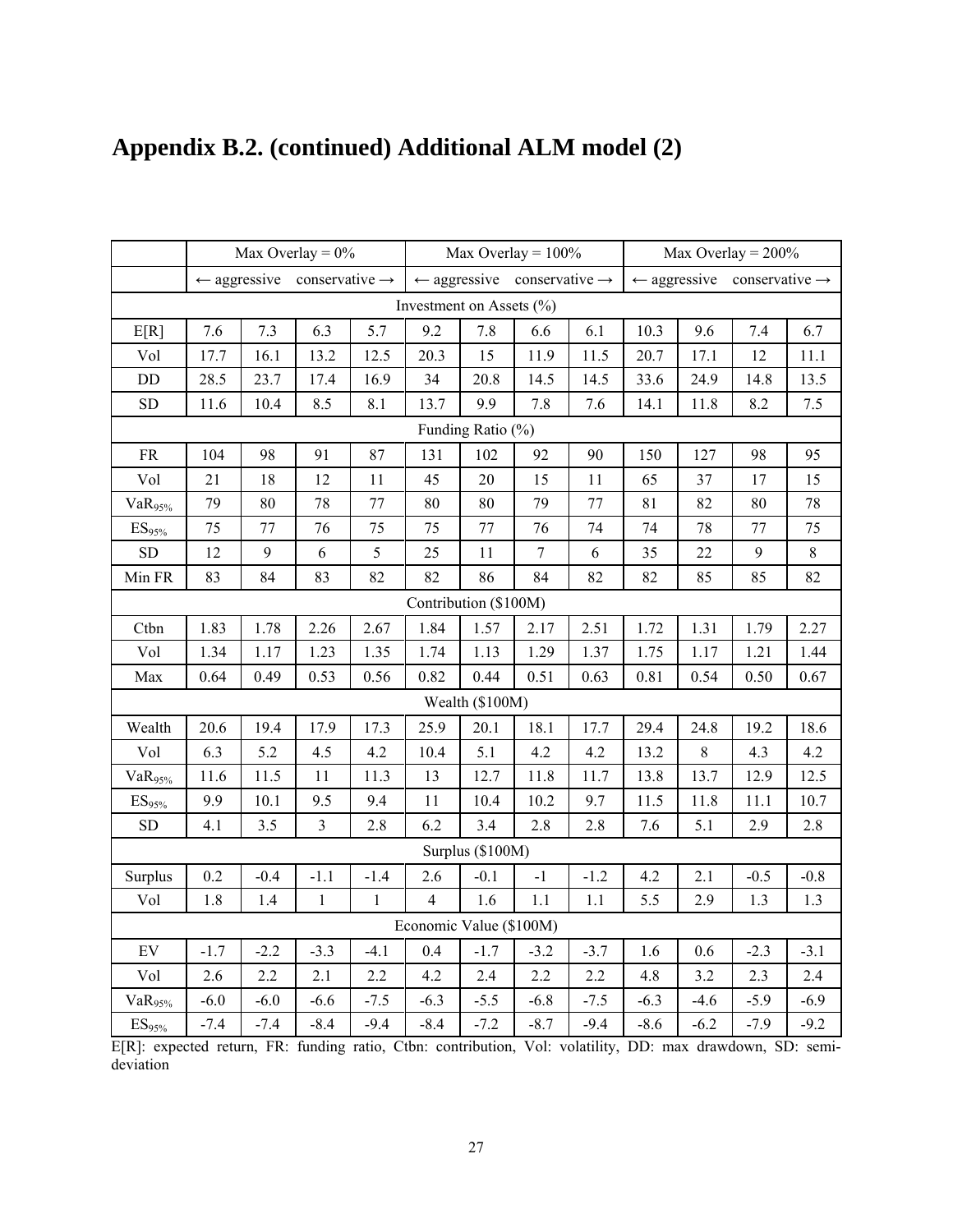# Appendix B.2. (continued) Additional ALM model (2)

| | Max Overlay = 0% | | | | Max Overlay = 100% | | | | Max Overlay = 200% | | | |
|---|---|---|---|---|---|---|---|---|---|---|---|---|
| | ← aggressive | | | conservative → | ← aggressive | | | conservative → | ← aggressive | | | conservative → |
| Investment on Assets (%) | | | | | | | | | | | | |
| E[R] | 7.6 | 7.3 | 6.3 | 5.7 | 9.2 | 7.8 | 6.6 | 6.1 | 10.3 | 9.6 | 7.4 | 6.7 |
| Vol | 17.7 | 16.1 | 13.2 | 12.5 | 20.3 | 15 | 11.9 | 11.5 | 20.7 | 17.1 | 12 | 11.1 |
| DD | 28.5 | 23.7 | 17.4 | 16.9 | 34 | 20.8 | 14.5 | 14.5 | 33.6 | 24.9 | 14.8 | 13.5 |
| SD | 11.6 | 10.4 | 8.5 | 8.1 | 13.7 | 9.9 | 7.8 | 7.6 | 14.1 | 11.8 | 8.2 | 7.5 |
| Funding Ratio (%) | | | | | | | | | | | | |
| FR | 104 | 98 | 91 | 87 | 131 | 102 | 92 | 90 | 150 | 127 | 98 | 95 |
| Vol | 21 | 18 | 12 | 11 | 45 | 20 | 15 | 11 | 65 | 37 | 17 | 15 |
| $VaR_{95\%}$ | 79 | 80 | 78 | 77 | 80 | 80 | 79 | 77 | 81 | 82 | 80 | 78 |
| $ES_{95\%}$ | 75 | 77 | 76 | 75 | 75 | 77 | 76 | 74 | 74 | 78 | 77 | 75 |
| SD | 12 | 9 | 6 | 5 | 25 | 11 | 7 | 6 | 35 | 22 | 9 | 8 |
| Min FR | 83 | 84 | 83 | 82 | 82 | 86 | 84 | 82 | 82 | 85 | 85 | 82 |
| Contribution ($100M) | | | | | | | | | | | | |
| Ctbn | 1.83 | 1.78 | 2.26 | 2.67 | 1.84 | 1.57 | 2.17 | 2.51 | 1.72 | 1.31 | 1.79 | 2.27 |
| Vol | 1.34 | 1.17 | 1.23 | 1.35 | 1.74 | 1.13 | 1.29 | 1.37 | 1.75 | 1.17 | 1.21 | 1.44 |
| Max | 0.64 | 0.49 | 0.53 | 0.56 | 0.82 | 0.44 | 0.51 | 0.63 | 0.81 | 0.54 | 0.50 | 0.67 |
| Wealth ($100M) | | | | | | | | | | | | |
| Wealth | 20.6 | 19.4 | 17.9 | 17.3 | 25.9 | 20.1 | 18.1 | 17.7 | 29.4 | 24.8 | 19.2 | 18.6 |
| Vol | 6.3 | 5.2 | 4.5 | 4.2 | 10.4 | 5.1 | 4.2 | 4.2 | 13.2 | 8 | 4.3 | 4.2 |
| $VaR_{95\%}$ | 11.6 | 11.5 | 11 | 11.3 | 13 | 12.7 | 11.8 | 11.7 | 13.8 | 13.7 | 12.9 | 12.5 |
| $ES_{95\%}$ | 9.9 | 10.1 | 9.5 | 9.4 | 11 | 10.4 | 10.2 | 9.7 | 11.5 | 11.8 | 11.1 | 10.7 |
| SD | 4.1 | 3.5 | 3 | 2.8 | 6.2 | 3.4 | 2.8 | 2.8 | 7.6 | 5.1 | 2.9 | 2.8 |
| Surplus ($100M) | | | | | | | | | | | | |
| Surplus | 0.2 | -0.4 | -1.1 | -1.4 | 2.6 | -0.1 | -1 | -1.2 | 4.2 | 2.1 | -0.5 | -0.8 |
| Vol | 1.8 | 1.4 | 1 | 1 | 4 | 1.6 | 1.1 | 1.1 | 5.5 | 2.9 | 1.3 | 1.3 |
| Economic Value ($100M) | | | | | | | | | | | | |
| EV | -1.7 | -2.2 | -3.3 | -4.1 | 0.4 | -1.7 | -3.2 | -3.7 | 1.6 | 0.6 | -2.3 | -3.1 |
| Vol | 2.6 | 2.2 | 2.1 | 2.2 | 4.2 | 2.4 | 2.2 | 2.2 | 4.8 | 3.2 | 2.3 | 2.4 |
| $VaR_{95\%}$ | -6.0 | -6.0 | -6.6 | -7.5 | -6.3 | -5.5 | -6.8 | -7.5 | -6.3 | -4.6 | -5.9 | -6.9 |
| $ES_{95\%}$ | -7.4 | -7.4 | -8.4 | -9.4 | -8.4 | -7.2 | -8.7 | -9.4 | -8.6 | -6.2 | -7.9 | -9.2 |

E[R]: expected return, FR: funding ratio, Ctbn: contribution, Vol: volatility, DD: max drawdown, SD: semi-deviation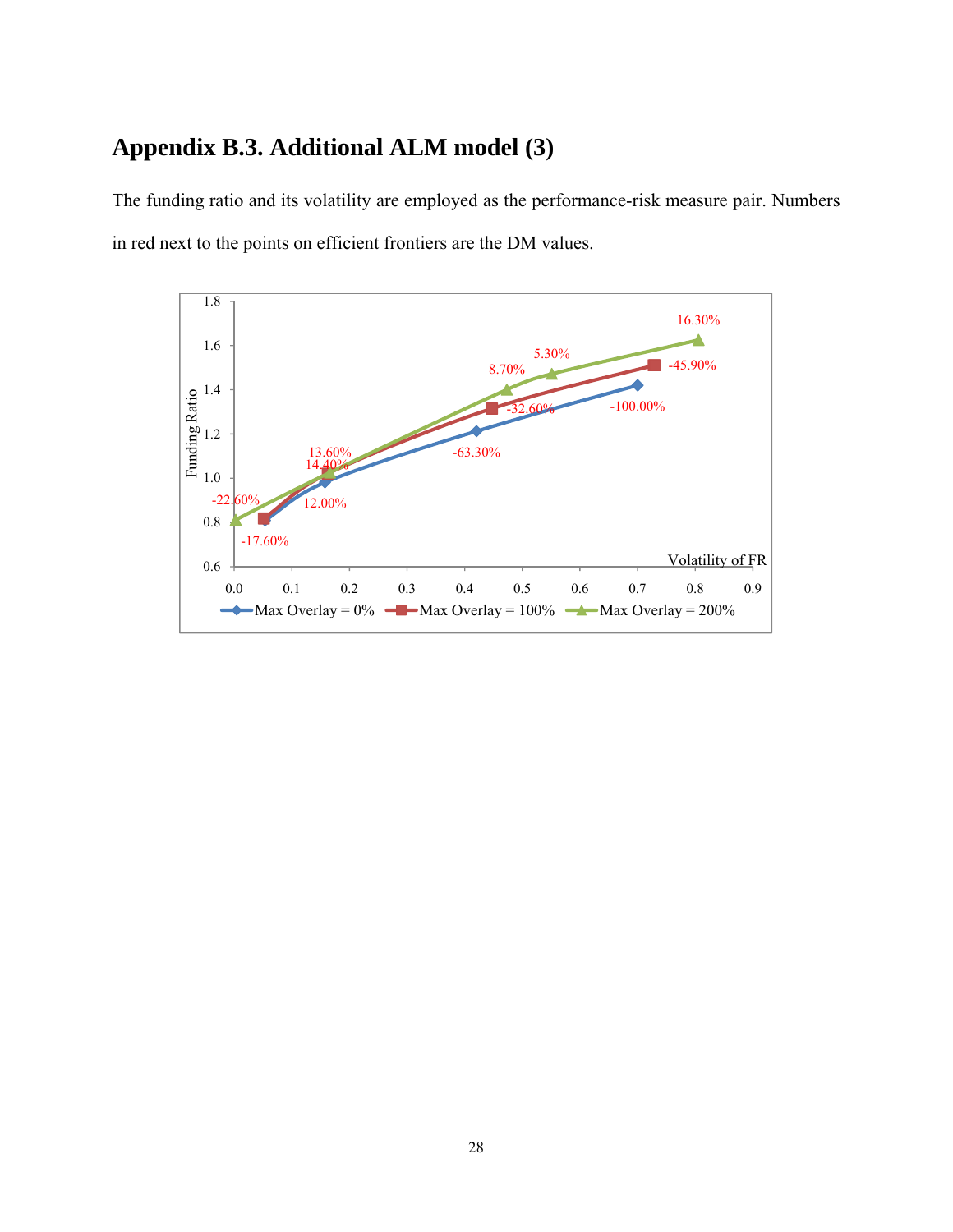## Appendix B.3. Additional ALM model (3)

The funding ratio and its volatility are employed as the performance-risk measure pair. Numbers in red next to the points on efficient frontiers are the DM values.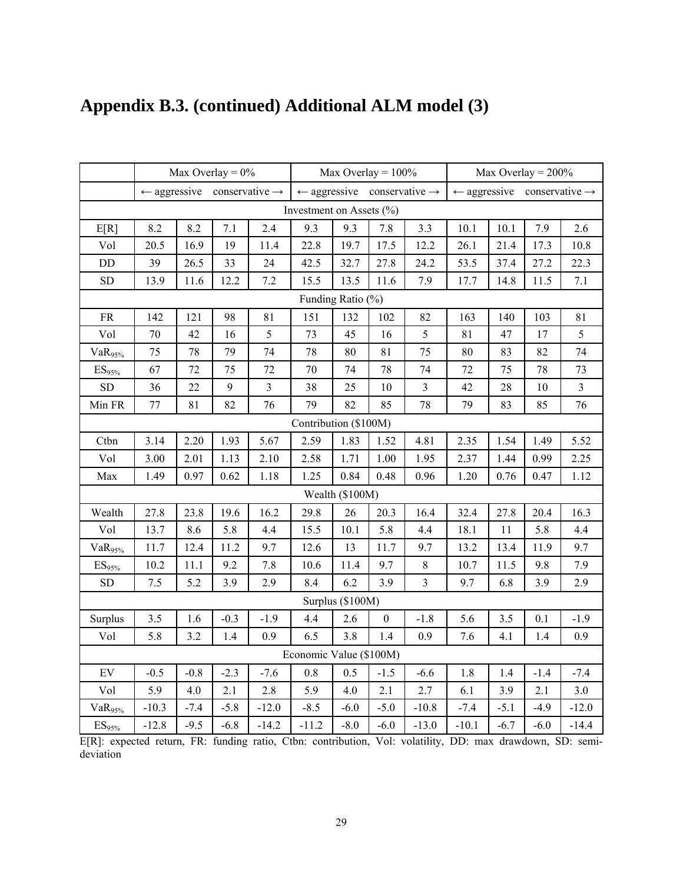# Appendix B.3. (continued) Additional ALM model (3)

| | Max Overlay = 0% | | | | Max Overlay = 100% | | | | Max Overlay = 200% | | | |
|---|---|---|---|---|---|---|---|---|---|---|---|---|
| | ← aggressive | | | conservative → | ← aggressive | | | conservative → | ← aggressive | | | conservative → |
| Investment on Assets (%) | | | | | | | | | | | | |
| E[R] | 8.2 | 8.2 | 7.1 | 2.4 | 9.3 | 9.3 | 7.8 | 3.3 | 10.1 | 10.1 | 7.9 | 2.6 |
| Vol | 20.5 | 16.9 | 19 | 11.4 | 22.8 | 19.7 | 17.5 | 12.2 | 26.1 | 21.4 | 17.3 | 10.8 |
| DD | 39 | 26.5 | 33 | 24 | 42.5 | 32.7 | 27.8 | 24.2 | 53.5 | 37.4 | 27.2 | 22.3 |
| SD | 13.9 | 11.6 | 12.2 | 7.2 | 15.5 | 13.5 | 11.6 | 7.9 | 17.7 | 14.8 | 11.5 | 7.1 |
| Funding Ratio (%) | | | | | | | | | | | | |
| FR | 142 | 121 | 98 | 81 | 151 | 132 | 102 | 82 | 163 | 140 | 103 | 81 |
| Vol | 70 | 42 | 16 | 5 | 73 | 45 | 16 | 5 | 81 | 47 | 17 | 5 |
| $VaR_{95\%}$ | 75 | 78 | 79 | 74 | 78 | 80 | 81 | 75 | 80 | 83 | 82 | 74 |
| $ES_{95\%}$ | 67 | 72 | 75 | 72 | 70 | 74 | 78 | 74 | 72 | 75 | 78 | 73 |
| SD | 36 | 22 | 9 | 3 | 38 | 25 | 10 | 3 | 42 | 28 | 10 | 3 |
| Min FR | 77 | 81 | 82 | 76 | 79 | 82 | 85 | 78 | 79 | 83 | 85 | 76 |
| Contribution ($100M) | | | | | | | | | | | | |
| Ctbn | 3.14 | 2.20 | 1.93 | 5.67 | 2.59 | 1.83 | 1.52 | 4.81 | 2.35 | 1.54 | 1.49 | 5.52 |
| Vol | 3.00 | 2.01 | 1.13 | 2.10 | 2.58 | 1.71 | 1.00 | 1.95 | 2.37 | 1.44 | 0.99 | 2.25 |
| Max | 1.49 | 0.97 | 0.62 | 1.18 | 1.25 | 0.84 | 0.48 | 0.96 | 1.20 | 0.76 | 0.47 | 1.12 |
| Wealth ($100M) | | | | | | | | | | | | |
| Wealth | 27.8 | 23.8 | 19.6 | 16.2 | 29.8 | 26 | 20.3 | 16.4 | 32.4 | 27.8 | 20.4 | 16.3 |
| Vol | 13.7 | 8.6 | 5.8 | 4.4 | 15.5 | 10.1 | 5.8 | 4.4 | 18.1 | 11 | 5.8 | 4.4 |
| $VaR_{95\%}$ | 11.7 | 12.4 | 11.2 | 9.7 | 12.6 | 13 | 11.7 | 9.7 | 13.2 | 13.4 | 11.9 | 9.7 |
| $ES_{95\%}$ | 10.2 | 11.1 | 9.2 | 7.8 | 10.6 | 11.4 | 9.7 | 8 | 10.7 | 11.5 | 9.8 | 7.9 |
| SD | 7.5 | 5.2 | 3.9 | 2.9 | 8.4 | 6.2 | 3.9 | 3 | 9.7 | 6.8 | 3.9 | 2.9 |
| Surplus ($100M) | | | | | | | | | | | | |
| Surplus | 3.5 | 1.6 | -0.3 | -1.9 | 4.4 | 2.6 | 0 | -1.8 | 5.6 | 3.5 | 0.1 | -1.9 |
| Vol | 5.8 | 3.2 | 1.4 | 0.9 | 6.5 | 3.8 | 1.4 | 0.9 | 7.6 | 4.1 | 1.4 | 0.9 |
| Economic Value ($100M) | | | | | | | | | | | | |
| EV | -0.5 | -0.8 | -2.3 | -7.6 | 0.8 | 0.5 | -1.5 | -6.6 | 1.8 | 1.4 | -1.4 | -7.4 |
| Vol | 5.9 | 4.0 | 2.1 | 2.8 | 5.9 | 4.0 | 2.1 | 2.7 | 6.1 | 3.9 | 2.1 | 3.0 |
| $VaR_{95\%}$ | -10.3 | -7.4 | -5.8 | -12.0 | -8.5 | -6.0 | -5.0 | -10.8 | -7.4 | -5.1 | -4.9 | -12.0 |
| $ES_{95\%}$ | -12.8 | -9.5 | -6.8 | -14.2 | -11.2 | -8.0 | -6.0 | -13.0 | -10.1 | -6.7 | -6.0 | -14.4 |

E[R]: expected return, FR: funding ratio, Ctbn: contribution, Vol: volatility, DD: max drawdown, SD: semi-deviation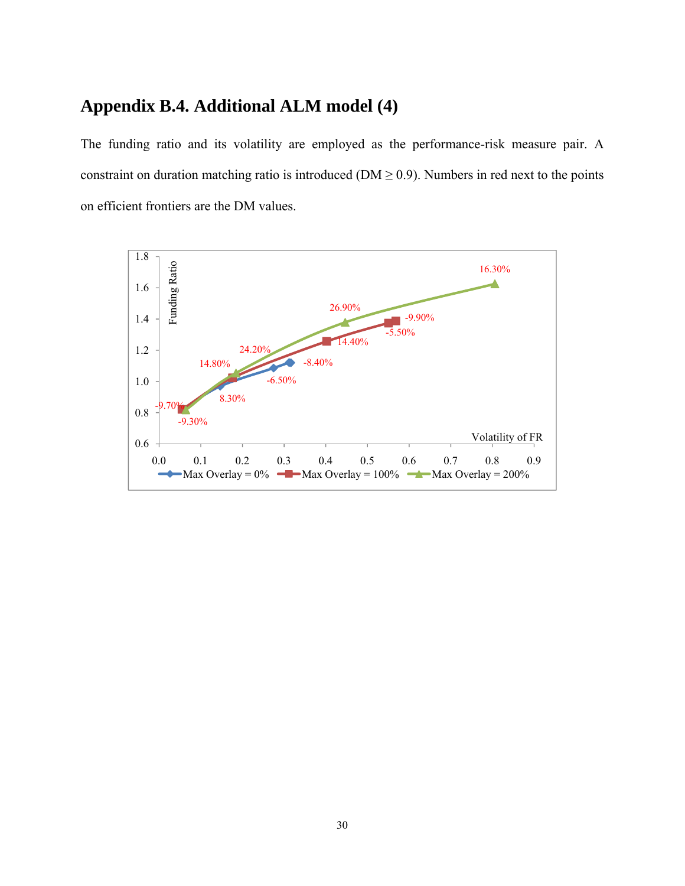## Appendix B.4. Additional ALM model (4)

The funding ratio and its volatility are employed as the performance-risk measure pair. A constraint on duration matching ratio is introduced (DM ≥ 0.9). Numbers in red next to the points on efficient frontiers are the DM values.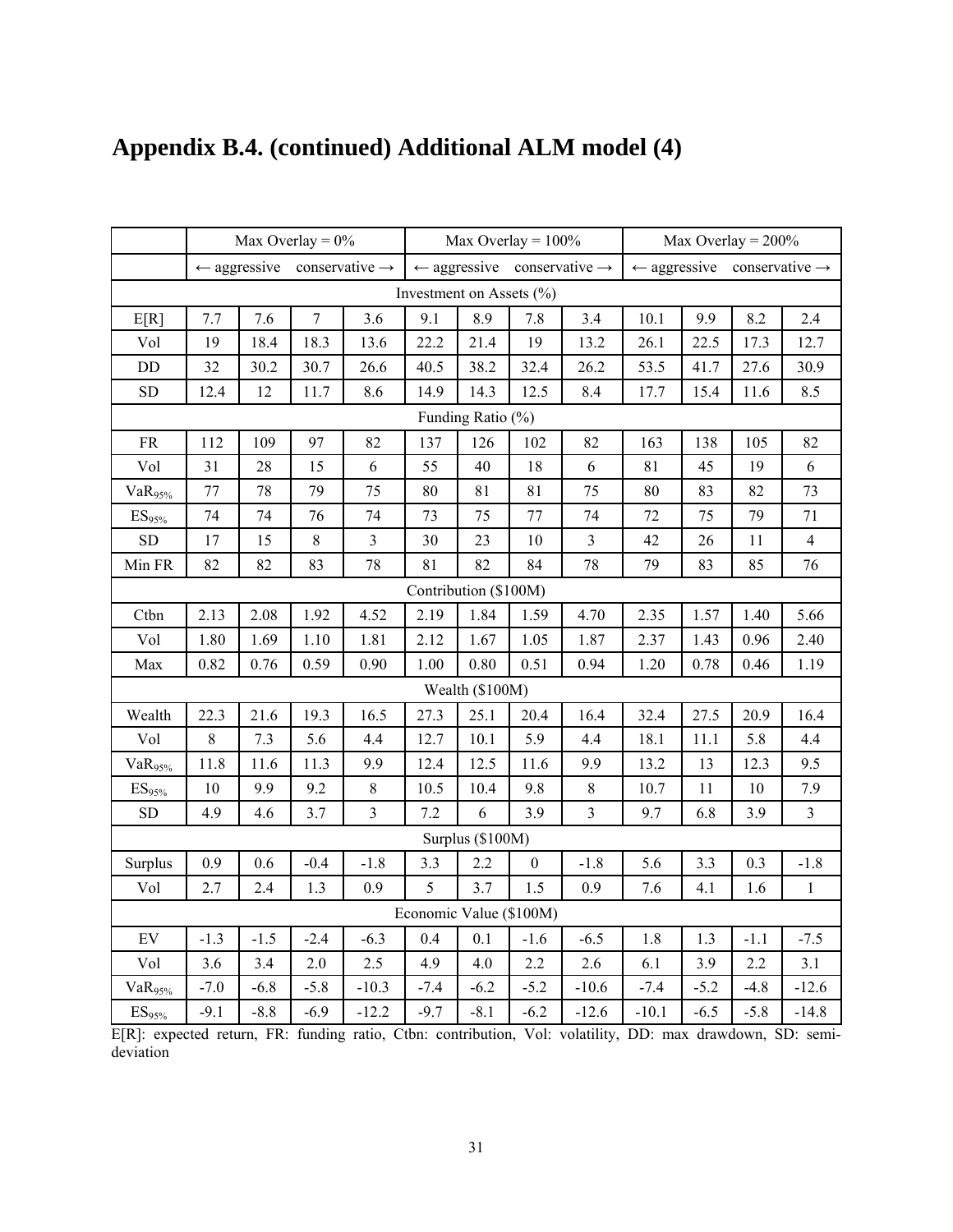# Appendix B.4. (continued) Additional ALM model (4)

| | Max Overlay = 0% | | | | Max Overlay = 100% | | | | Max Overlay = 200% | | | |
|---|---|---|---|---|---|---|---|---|---|---|---|---|
| | ← aggressive | | | conservative → | ← aggressive | | | conservative → | ← aggressive | | | conservative → |
| Investment on Assets (%) | | | | | | | | | | | | |
| E[R] | 7.7 | 7.6 | 7 | 3.6 | 9.1 | 8.9 | 7.8 | 3.4 | 10.1 | 9.9 | 8.2 | 2.4 |
| Vol | 19 | 18.4 | 18.3 | 13.6 | 22.2 | 21.4 | 19 | 13.2 | 26.1 | 22.5 | 17.3 | 12.7 |
| DD | 32 | 30.2 | 30.7 | 26.6 | 40.5 | 38.2 | 32.4 | 26.2 | 53.5 | 41.7 | 27.6 | 30.9 |
| SD | 12.4 | 12 | 11.7 | 8.6 | 14.9 | 14.3 | 12.5 | 8.4 | 17.7 | 15.4 | 11.6 | 8.5 |
| Funding Ratio (%) | | | | | | | | | | | | |
| FR | 112 | 109 | 97 | 82 | 137 | 126 | 102 | 82 | 163 | 138 | 105 | 82 |
| Vol | 31 | 28 | 15 | 6 | 55 | 40 | 18 | 6 | 81 | 45 | 19 | 6 |
| $VaR_{95\%}$ | 77 | 78 | 79 | 75 | 80 | 81 | 81 | 75 | 80 | 83 | 82 | 73 |
| $ES_{95\%}$ | 74 | 74 | 76 | 74 | 73 | 75 | 77 | 74 | 72 | 75 | 79 | 71 |
| SD | 17 | 15 | 8 | 3 | 30 | 23 | 10 | 3 | 42 | 26 | 11 | 4 |
| Min FR | 82 | 82 | 83 | 78 | 81 | 82 | 84 | 78 | 79 | 83 | 85 | 76 |
| Contribution ($100M) | | | | | | | | | | | | |
| Ctbn | 2.13 | 2.08 | 1.92 | 4.52 | 2.19 | 1.84 | 1.59 | 4.70 | 2.35 | 1.57 | 1.40 | 5.66 |
| Vol | 1.80 | 1.69 | 1.10 | 1.81 | 2.12 | 1.67 | 1.05 | 1.87 | 2.37 | 1.43 | 0.96 | 2.40 |
| Max | 0.82 | 0.76 | 0.59 | 0.90 | 1.00 | 0.80 | 0.51 | 0.94 | 1.20 | 0.78 | 0.46 | 1.19 |
| Wealth ($100M) | | | | | | | | | | | | |
| Wealth | 22.3 | 21.6 | 19.3 | 16.5 | 27.3 | 25.1 | 20.4 | 16.4 | 32.4 | 27.5 | 20.9 | 16.4 |
| Vol | 8 | 7.3 | 5.6 | 4.4 | 12.7 | 10.1 | 5.9 | 4.4 | 18.1 | 11.1 | 5.8 | 4.4 |
| $VaR_{95\%}$ | 11.8 | 11.6 | 11.3 | 9.9 | 12.4 | 12.5 | 11.6 | 9.9 | 13.2 | 13 | 12.3 | 9.5 |
| $ES_{95\%}$ | 10 | 9.9 | 9.2 | 8 | 10.5 | 10.4 | 9.8 | 8 | 10.7 | 11 | 10 | 7.9 |
| SD | 4.9 | 4.6 | 3.7 | 3 | 7.2 | 6 | 3.9 | 3 | 9.7 | 6.8 | 3.9 | 3 |
| Surplus ($100M) | | | | | | | | | | | | |
| Surplus | 0.9 | 0.6 | -0.4 | -1.8 | 3.3 | 2.2 | 0 | -1.8 | 5.6 | 3.3 | 0.3 | -1.8 |
| Vol | 2.7 | 2.4 | 1.3 | 0.9 | 5 | 3.7 | 1.5 | 0.9 | 7.6 | 4.1 | 1.6 | 1 |
| Economic Value ($100M) | | | | | | | | | | | | |
| EV | -1.3 | -1.5 | -2.4 | -6.3 | 0.4 | 0.1 | -1.6 | -6.5 | 1.8 | 1.3 | -1.1 | -7.5 |
| Vol | 3.6 | 3.4 | 2.0 | 2.5 | 4.9 | 4.0 | 2.2 | 2.6 | 6.1 | 3.9 | 2.2 | 3.1 |
| $VaR_{95\%}$ | -7.0 | -6.8 | -5.8 | -10.3 | -7.4 | -6.2 | -5.2 | -10.6 | -7.4 | -5.2 | -4.8 | -12.6 |
| $ES_{95\%}$ | -9.1 | -8.8 | -6.9 | -12.2 | -9.7 | -8.1 | -6.2 | -12.6 | -10.1 | -6.5 | -5.8 | -14.8 |

E[R]: expected return, FR: funding ratio, Ctbn: contribution, Vol: volatility, DD: max drawdown, SD: semi-deviation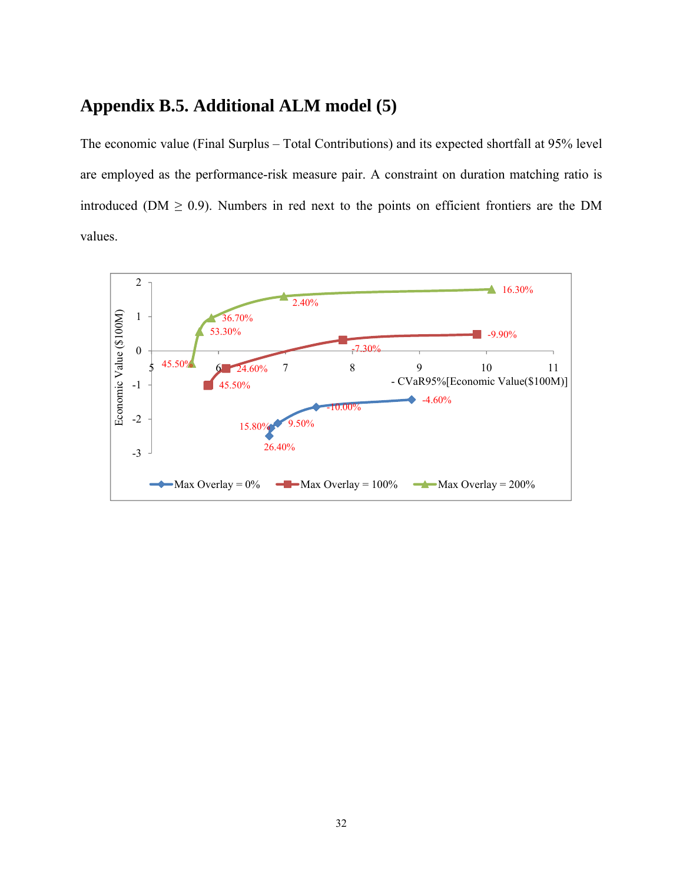## Appendix B.5. Additional ALM model (5)

The economic value (Final Surplus – Total Contributions) and its expected shortfall at 95% level are employed as the performance-risk measure pair. A constraint on duration matching ratio is introduced (DM ≥ 0.9). Numbers in red next to the points on efficient frontiers are the DM values.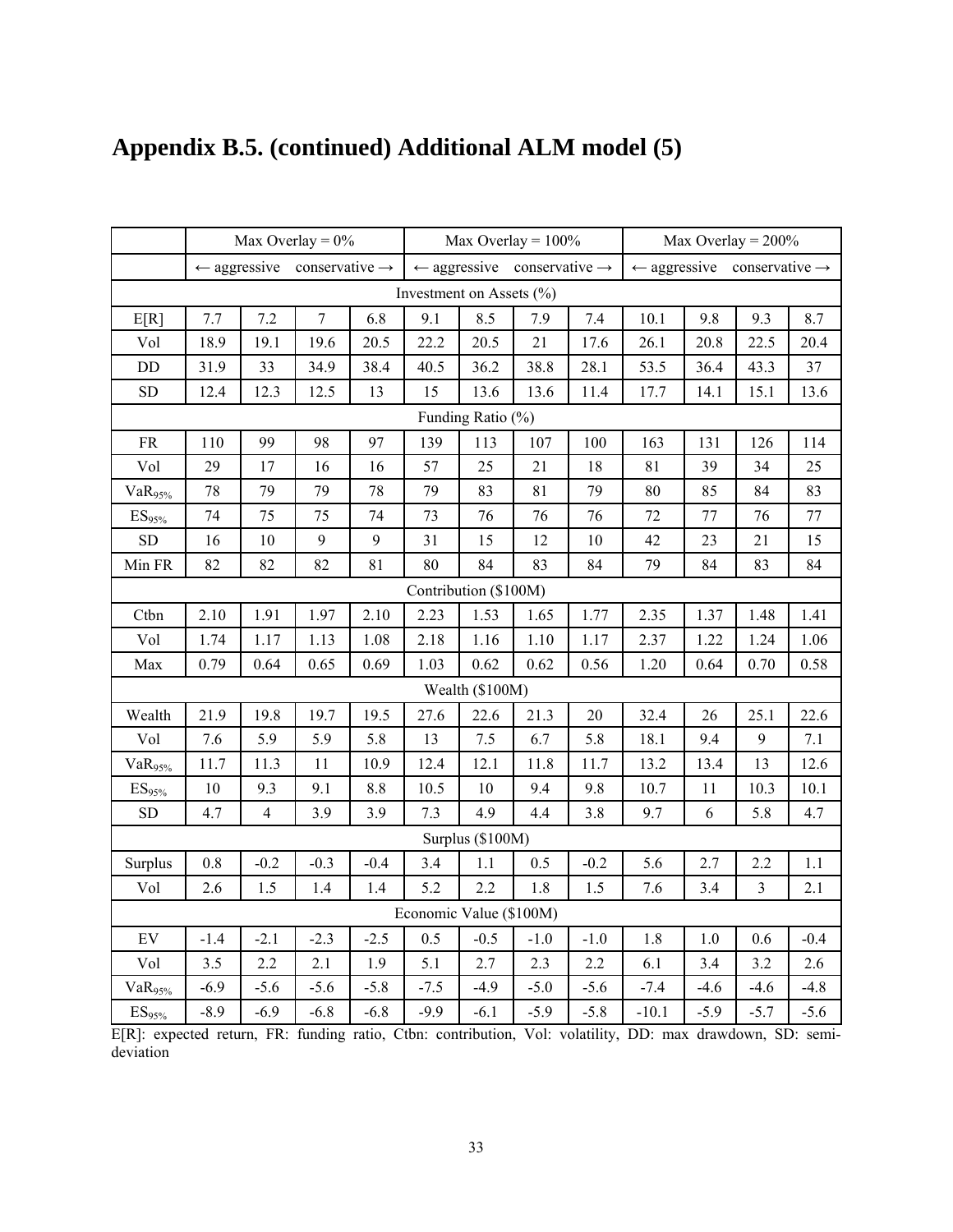# Appendix B.5. (continued) Additional ALM model (5)

| | Max Overlay = 0% | | | | Max Overlay = 100% | | | | Max Overlay = 200% | | | |
|---|---|---|---|---|---|---|---|---|---|---|---|---|
| | ← aggressive | | | conservative → | ← aggressive | | | conservative → | ← aggressive | | | conservative → |
| Investment on Assets (%) | | | | | | | | | | | | |
| E[R] | 7.7 | 7.2 | 7 | 6.8 | 9.1 | 8.5 | 7.9 | 7.4 | 10.1 | 9.8 | 9.3 | 8.7 |
| Vol | 18.9 | 19.1 | 19.6 | 20.5 | 22.2 | 20.5 | 21 | 17.6 | 26.1 | 20.8 | 22.5 | 20.4 |
| DD | 31.9 | 33 | 34.9 | 38.4 | 40.5 | 36.2 | 38.8 | 28.1 | 53.5 | 36.4 | 43.3 | 37 |
| SD | 12.4 | 12.3 | 12.5 | 13 | 15 | 13.6 | 13.6 | 11.4 | 17.7 | 14.1 | 15.1 | 13.6 |
| Funding Ratio (%) | | | | | | | | | | | | |
| FR | 110 | 99 | 98 | 97 | 139 | 113 | 107 | 100 | 163 | 131 | 126 | 114 |
| Vol | 29 | 17 | 16 | 16 | 57 | 25 | 21 | 18 | 81 | 39 | 34 | 25 |
| $VaR_{95\%}$ | 78 | 79 | 79 | 78 | 79 | 83 | 81 | 79 | 80 | 85 | 84 | 83 |
| $ES_{95\%}$ | 74 | 75 | 75 | 74 | 73 | 76 | 76 | 76 | 72 | 77 | 76 | 77 |
| SD | 16 | 10 | 9 | 9 | 31 | 15 | 12 | 10 | 42 | 23 | 21 | 15 |
| Min FR | 82 | 82 | 82 | 81 | 80 | 84 | 83 | 84 | 79 | 84 | 83 | 84 |
| Contribution ($100M) | | | | | | | | | | | | |
| Ctbn | 2.10 | 1.91 | 1.97 | 2.10 | 2.23 | 1.53 | 1.65 | 1.77 | 2.35 | 1.37 | 1.48 | 1.41 |
| Vol | 1.74 | 1.17 | 1.13 | 1.08 | 2.18 | 1.16 | 1.10 | 1.17 | 2.37 | 1.22 | 1.24 | 1.06 |
| Max | 0.79 | 0.64 | 0.65 | 0.69 | 1.03 | 0.62 | 0.62 | 0.56 | 1.20 | 0.64 | 0.70 | 0.58 |
| Wealth ($100M) | | | | | | | | | | | | |
| Wealth | 21.9 | 19.8 | 19.7 | 19.5 | 27.6 | 22.6 | 21.3 | 20 | 32.4 | 26 | 25.1 | 22.6 |
| Vol | 7.6 | 5.9 | 5.9 | 5.8 | 13 | 7.5 | 6.7 | 5.8 | 18.1 | 9.4 | 9 | 7.1 |
| $VaR_{95\%}$ | 11.7 | 11.3 | 11 | 10.9 | 12.4 | 12.1 | 11.8 | 11.7 | 13.2 | 13.4 | 13 | 12.6 |
| $ES_{95\%}$ | 10 | 9.3 | 9.1 | 8.8 | 10.5 | 10 | 9.4 | 9.8 | 10.7 | 11 | 10.3 | 10.1 |
| SD | 4.7 | 4 | 3.9 | 3.9 | 7.3 | 4.9 | 4.4 | 3.8 | 9.7 | 6 | 5.8 | 4.7 |
| Surplus ($100M) | | | | | | | | | | | | |
| Surplus | 0.8 | -0.2 | -0.3 | -0.4 | 3.4 | 1.1 | 0.5 | -0.2 | 5.6 | 2.7 | 2.2 | 1.1 |
| Vol | 2.6 | 1.5 | 1.4 | 1.4 | 5.2 | 2.2 | 1.8 | 1.5 | 7.6 | 3.4 | 3 | 2.1 |
| Economic Value ($100M) | | | | | | | | | | | | |
| EV | -1.4 | -2.1 | -2.3 | -2.5 | 0.5 | -0.5 | -1.0 | -1.0 | 1.8 | 1.0 | 0.6 | -0.4 |
| Vol | 3.5 | 2.2 | 2.1 | 1.9 | 5.1 | 2.7 | 2.3 | 2.2 | 6.1 | 3.4 | 3.2 | 2.6 |
| $VaR_{95\%}$ | -6.9 | -5.6 | -5.6 | -5.8 | -7.5 | -4.9 | -5.0 | -5.6 | -7.4 | -4.6 | -4.6 | -4.8 |
| $ES_{95\%}$ | -8.9 | -6.9 | -6.8 | -6.8 | -9.9 | -6.1 | -5.9 | -5.8 | -10.1 | -5.9 | -5.7 | -5.6 |

E[R]: expected return, FR: funding ratio, Ctbn: contribution, Vol: volatility, DD: max drawdown, SD: semi-deviation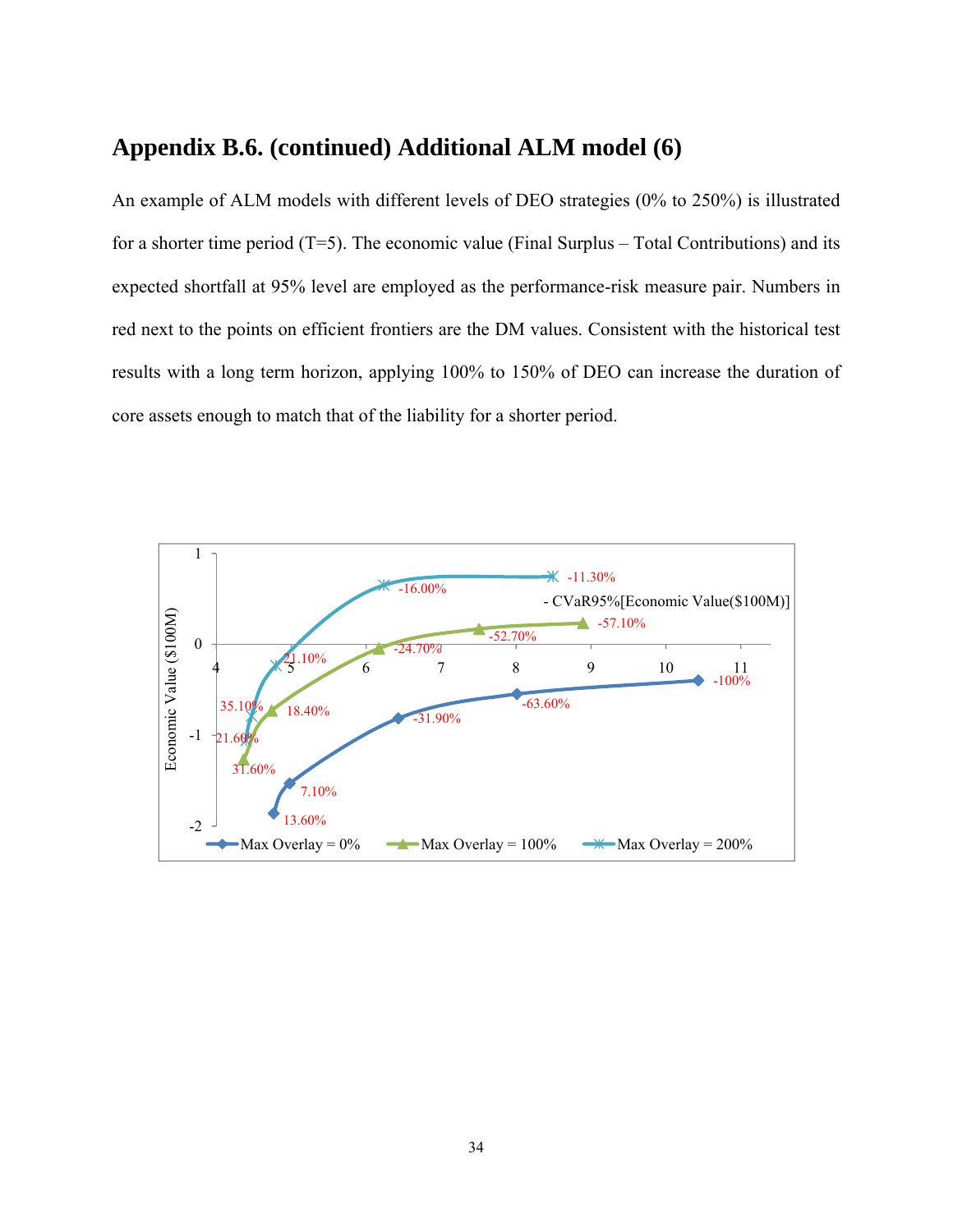## Appendix B.6. (continued) Additional ALM model (6)

An example of ALM models with different levels of DEO strategies (0% to 250%) is illustrated for a shorter time period (T=5). The economic value (Final Surplus – Total Contributions) and its expected shortfall at 95% level are employed as the performance-risk measure pair. Numbers in red next to the points on efficient frontiers are the DM values. Consistent with the historical test results with a long term horizon, applying 100% to 150% of DEO can increase the duration of core assets enough to match that of the liability for a shorter period.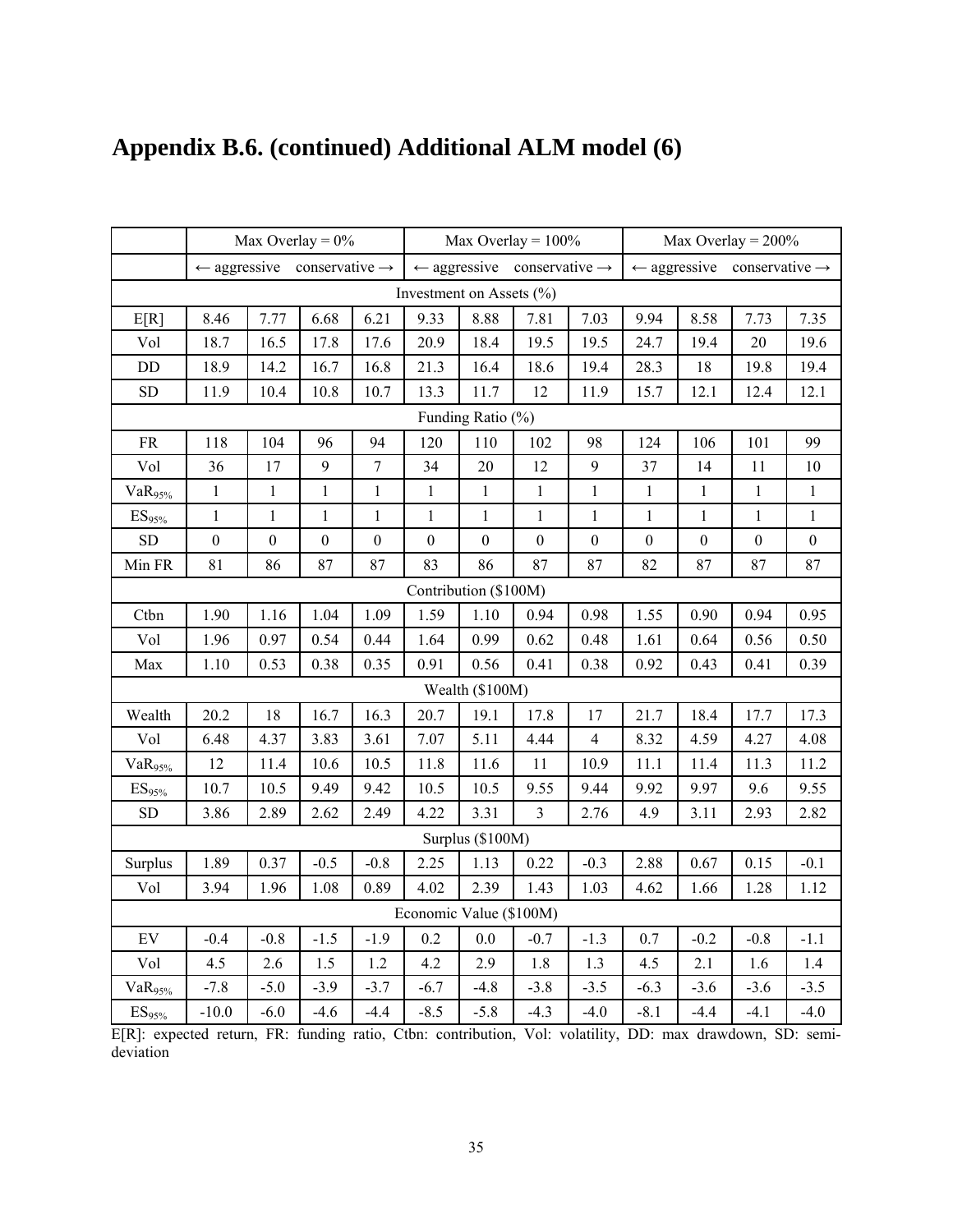## Appendix B.6. (continued) Additional ALM model (6)

| | Max Overlay = 0% | | | | Max Overlay = 100% | | | | Max Overlay = 200% | | | |
|---|---|---|---|---|---|---|---|---|---|---|---|---|
| | ← aggressive | | | conservative → | ← aggressive | | | conservative → | ← aggressive | | | conservative → |
| Investment on Assets (%) | | | | | | | | | | | | |
| E[R] | 8.46 | 7.77 | 6.68 | 6.21 | 9.33 | 8.88 | 7.81 | 7.03 | 9.94 | 8.58 | 7.73 | 7.35 |
| Vol | 18.7 | 16.5 | 17.8 | 17.6 | 20.9 | 18.4 | 19.5 | 19.5 | 24.7 | 19.4 | 20 | 19.6 |
| DD | 18.9 | 14.2 | 16.7 | 16.8 | 21.3 | 16.4 | 18.6 | 19.4 | 28.3 | 18 | 19.8 | 19.4 |
| SD | 11.9 | 10.4 | 10.8 | 10.7 | 13.3 | 11.7 | 12 | 11.9 | 15.7 | 12.1 | 12.4 | 12.1 |
| Funding Ratio (%) | | | | | | | | | | | | |
| FR | 118 | 104 | 96 | 94 | 120 | 110 | 102 | 98 | 124 | 106 | 101 | 99 |
| Vol | 36 | 17 | 9 | 7 | 34 | 20 | 12 | 9 | 37 | 14 | 11 | 10 |
| $VaR_{95\%}$ | 1 | 1 | 1 | 1 | 1 | 1 | 1 | 1 | 1 | 1 | 1 | 1 |
| $ES_{95\%}$ | 1 | 1 | 1 | 1 | 1 | 1 | 1 | 1 | 1 | 1 | 1 | 1 |
| SD | 0 | 0 | 0 | 0 | 0 | 0 | 0 | 0 | 0 | 0 | 0 | 0 |
| Min FR | 81 | 86 | 87 | 87 | 83 | 86 | 87 | 87 | 82 | 87 | 87 | 87 |
| Contribution ($100M) | | | | | | | | | | | | |
| Ctbn | 1.90 | 1.16 | 1.04 | 1.09 | 1.59 | 1.10 | 0.94 | 0.98 | 1.55 | 0.90 | 0.94 | 0.95 |
| Vol | 1.96 | 0.97 | 0.54 | 0.44 | 1.64 | 0.99 | 0.62 | 0.48 | 1.61 | 0.64 | 0.56 | 0.50 |
| Max | 1.10 | 0.53 | 0.38 | 0.35 | 0.91 | 0.56 | 0.41 | 0.38 | 0.92 | 0.43 | 0.41 | 0.39 |
| Wealth ($100M) | | | | | | | | | | | | |
| Wealth | 20.2 | 18 | 16.7 | 16.3 | 20.7 | 19.1 | 17.8 | 17 | 21.7 | 18.4 | 17.7 | 17.3 |
| Vol | 6.48 | 4.37 | 3.83 | 3.61 | 7.07 | 5.11 | 4.44 | 4 | 8.32 | 4.59 | 4.27 | 4.08 |
| $VaR_{95\%}$ | 12 | 11.4 | 10.6 | 10.5 | 11.8 | 11.6 | 11 | 10.9 | 11.1 | 11.4 | 11.3 | 11.2 |
| $ES_{95\%}$ | 10.7 | 10.5 | 9.49 | 9.42 | 10.5 | 10.5 | 9.55 | 9.44 | 9.92 | 9.97 | 9.6 | 9.55 |
| SD | 3.86 | 2.89 | 2.62 | 2.49 | 4.22 | 3.31 | 3 | 2.76 | 4.9 | 3.11 | 2.93 | 2.82 |
| Surplus ($100M) | | | | | | | | | | | | |
| Surplus | 1.89 | 0.37 | -0.5 | -0.8 | 2.25 | 1.13 | 0.22 | -0.3 | 2.88 | 0.67 | 0.15 | -0.1 |
| Vol | 3.94 | 1.96 | 1.08 | 0.89 | 4.02 | 2.39 | 1.43 | 1.03 | 4.62 | 1.66 | 1.28 | 1.12 |
| Economic Value ($100M) | | | | | | | | | | | | |
| EV | -0.4 | -0.8 | -1.5 | -1.9 | 0.2 | 0.0 | -0.7 | -1.3 | 0.7 | -0.2 | -0.8 | -1.1 |
| Vol | 4.5 | 2.6 | 1.5 | 1.2 | 4.2 | 2.9 | 1.8 | 1.3 | 4.5 | 2.1 | 1.6 | 1.4 |
| $VaR_{95\%}$ | -7.8 | -5.0 | -3.9 | -3.7 | -6.7 | -4.8 | -3.8 | -3.5 | -6.3 | -3.6 | -3.6 | -3.5 |
| $ES_{95\%}$ | -10.0 | -6.0 | -4.6 | -4.4 | -8.5 | -5.8 | -4.3 | -4.0 | -8.1 | -4.4 | -4.1 | -4.0 |

E[R]: expected return, FR: funding ratio, Ctbn: contribution, Vol: volatility, DD: max drawdown, SD: semi-deviation